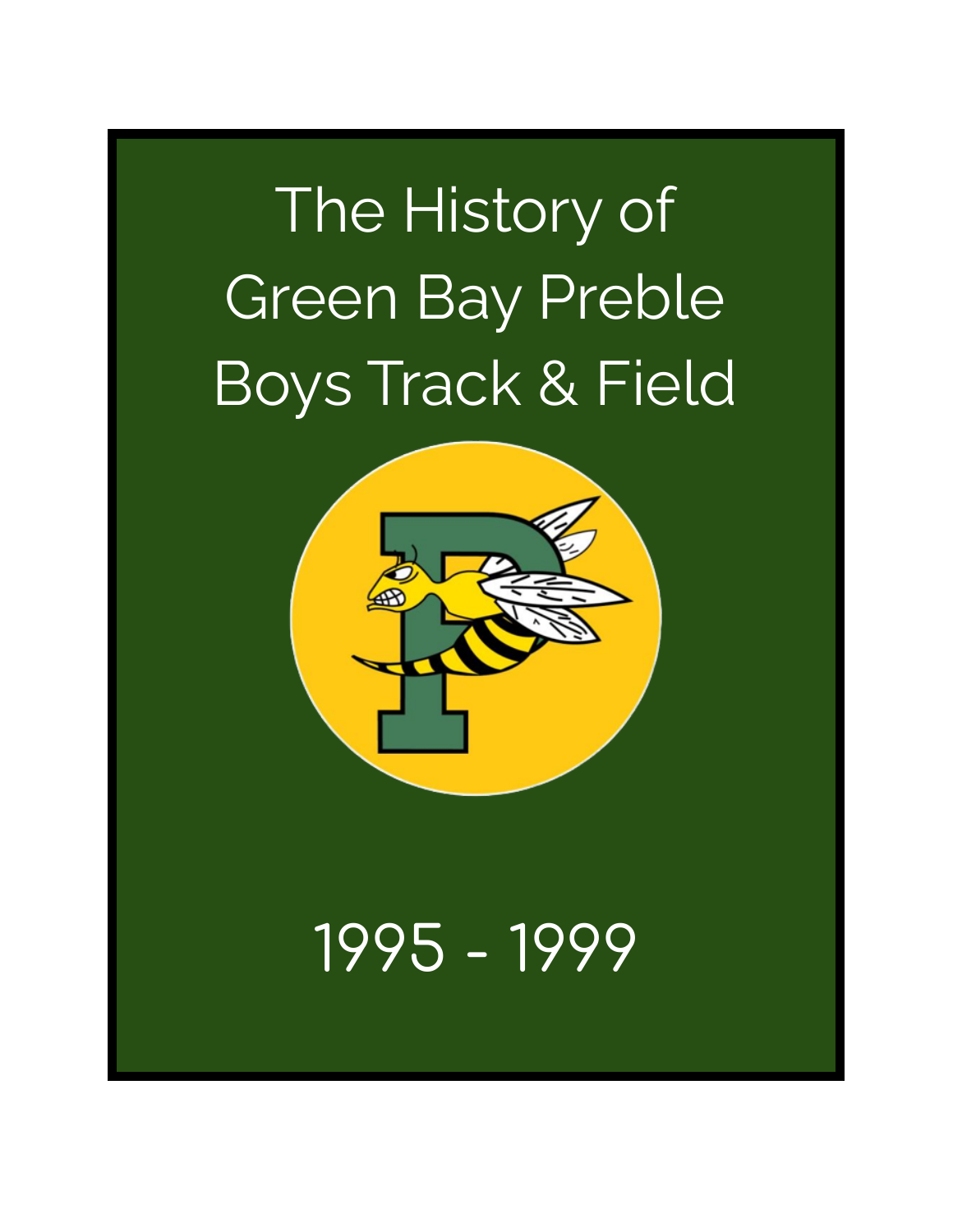# The History of Green Bay Preble Boys Track & Field

1995 - 1999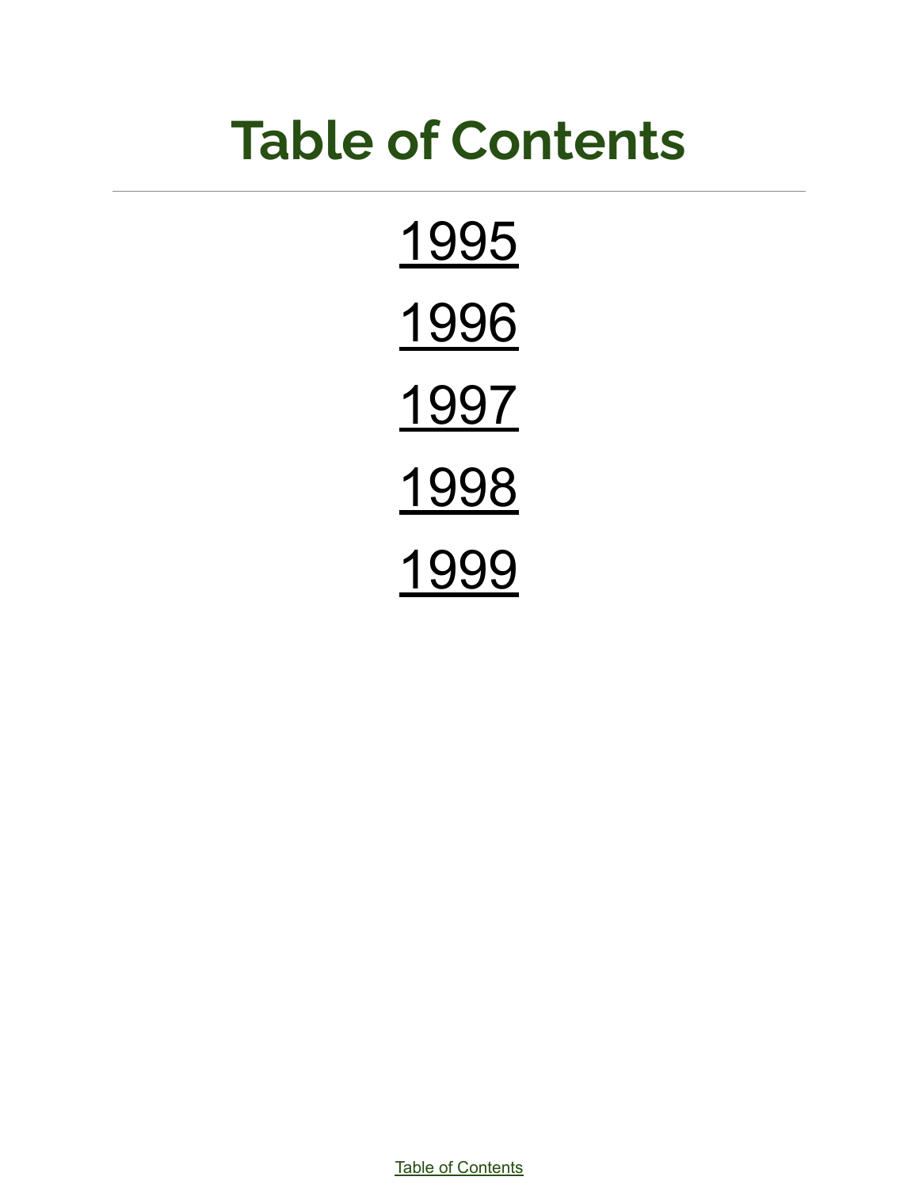# Table of Contents

---

1995

1996

1997

1998

1999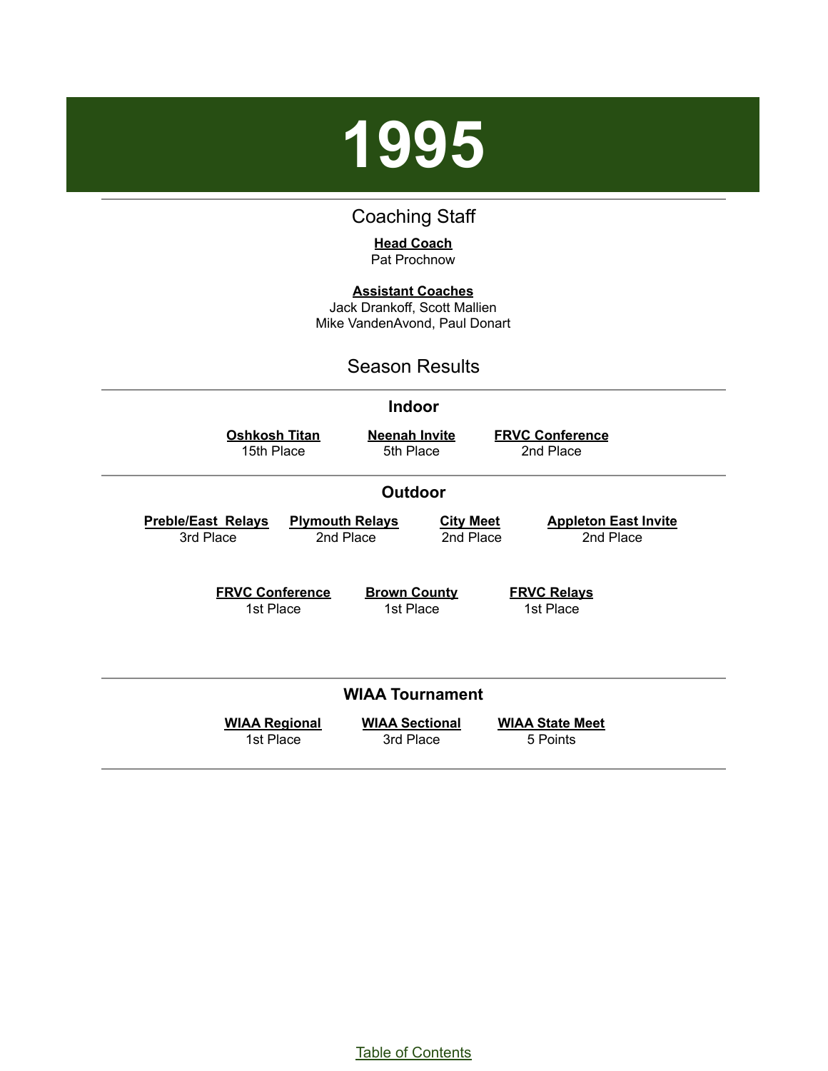# 1995

## Coaching Staff

**Head Coach**
Pat Prochnow

**Assistant Coaches**
Jack Drankoff, Scott Mallien
Mike VandenAvond, Paul Donart

## Season Results

### Indoor

| Oshkosh Titan | Neenah Invite | FRVC Conference |
|---|---|---|
| 15th Place | 5th Place | 2nd Place |

### Outdoor

| Preble/East Relays | Plymouth Relays | City Meet | Appleton East Invite |
|---|---|---|---|
| 3rd Place | 2nd Place | 2nd Place | 2nd Place |

| FRVC Conference | Brown County | FRVC Relays |
|---|---|---|
| 1st Place | 1st Place | 1st Place |

### WIAA Tournament

| WIAA Regional | WIAA Sectional | WIAA State Meet |
|---|---|---|
| 1st Place | 3rd Place | 5 Points |

Table of Contents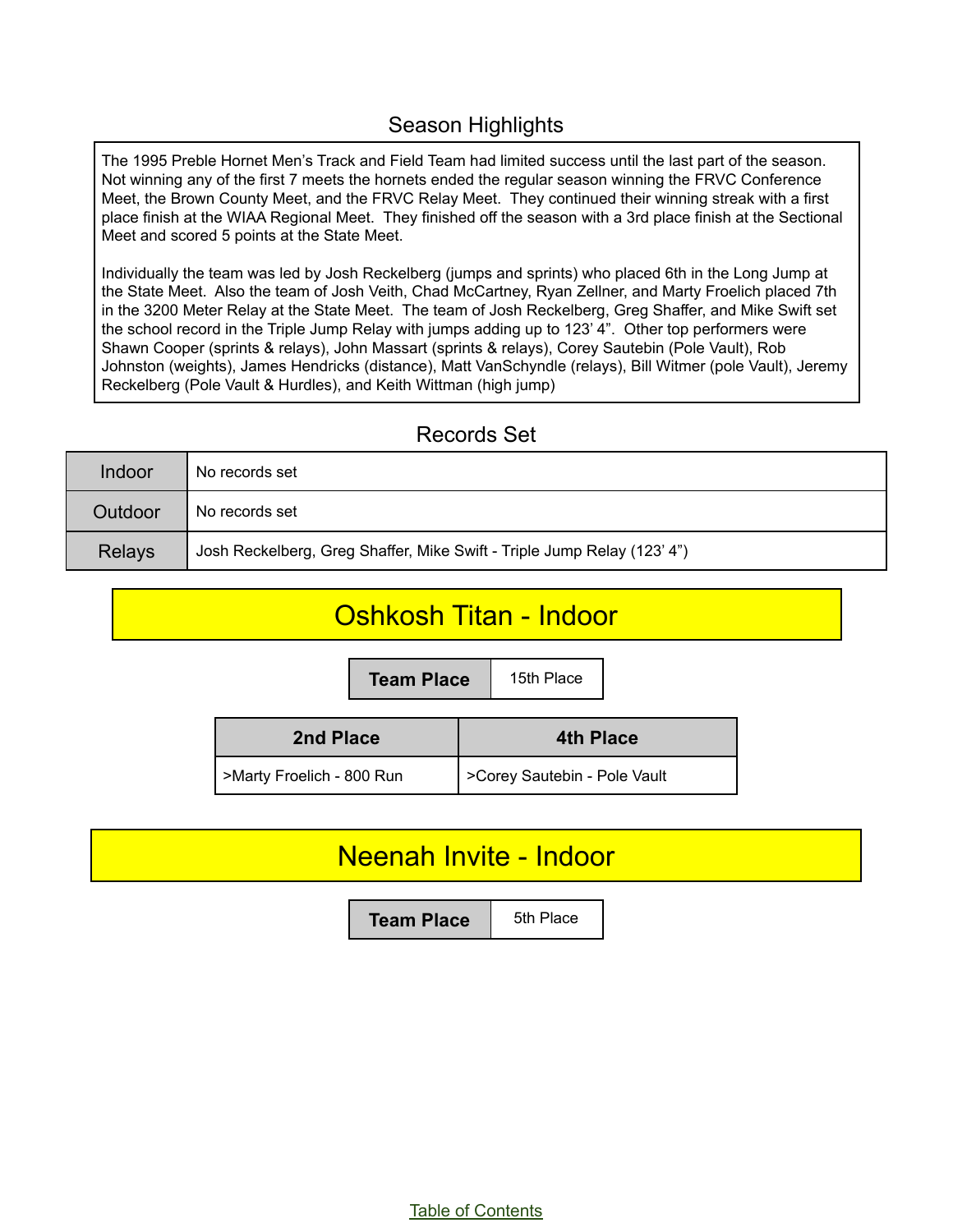## Season Highlights

The 1995 Preble Hornet Men's Track and Field Team had limited success until the last part of the season. Not winning any of the first 7 meets the hornets ended the regular season winning the FRVC Conference Meet, the Brown County Meet, and the FRVC Relay Meet. They continued their winning streak with a first place finish at the WIAA Regional Meet. They finished off the season with a 3rd place finish at the Sectional Meet and scored 5 points at the State Meet.

Individually the team was led by Josh Reckelberg (jumps and sprints) who placed 6th in the Long Jump at the State Meet. Also the team of Josh Veith, Chad McCartney, Ryan Zellner, and Marty Froelich placed 7th in the 3200 Meter Relay at the State Meet. The team of Josh Reckelberg, Greg Shaffer, and Mike Swift set the school record in the Triple Jump Relay with jumps adding up to 123' 4". Other top performers were Shawn Cooper (sprints & relays), John Massart (sprints & relays), Corey Sautebin (Pole Vault), Rob Johnston (weights), James Hendricks (distance), Matt VanSchyndle (relays), Bill Witmer (pole Vault), Jeremy Reckelberg (Pole Vault & Hurdles), and Keith Wittman (high jump)

## Records Set

| | |
|---|---|
| Indoor | No records set |
| Outdoor | No records set |
| Relays | Josh Reckelberg, Greg Shaffer, Mike Swift - Triple Jump Relay (123' 4") |

## Oshkosh Titan - Indoor

| Team Place | 15th Place |
|---|---|

| 2nd Place | 4th Place |
|---|---|
| >Marty Froelich - 800 Run | >Corey Sautebin - Pole Vault |

## Neenah Invite - Indoor

| Team Place | 5th Place |
|---|---|

Table of Contents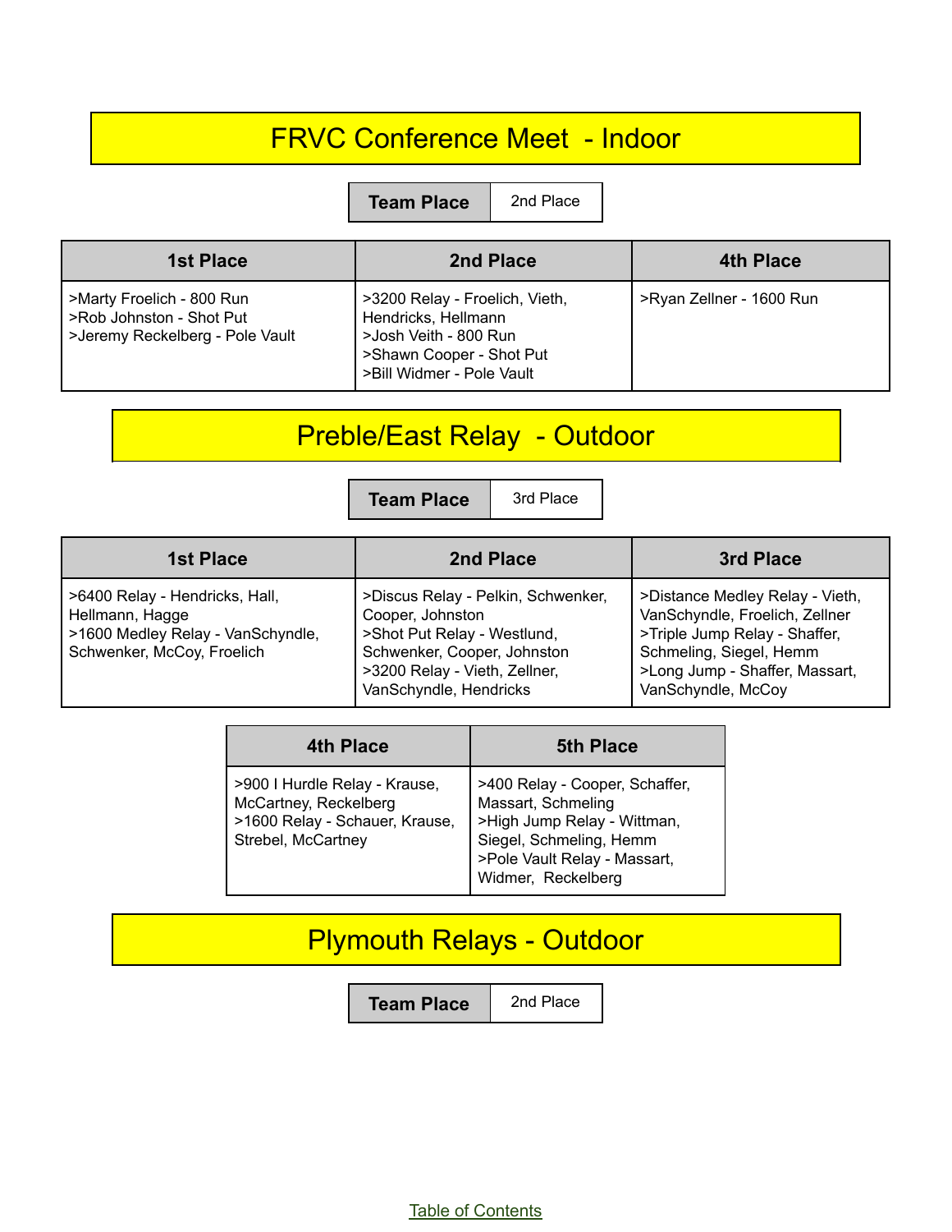## FRVC Conference Meet - Indoor

| Team Place | 2nd Place |
|---|---|

| 1st Place | 2nd Place | 4th Place |
|---|---|---|
| >Marty Froelich - 800 Run<br>>Rob Johnston - Shot Put<br>>Jeremy Reckelberg - Pole Vault | >3200 Relay - Froelich, Vieth, Hendricks, Hellmann<br>>Josh Veith - 800 Run<br>>Shawn Cooper - Shot Put<br>>Bill Widmer - Pole Vault | >Ryan Zellner - 1600 Run |

## Preble/East Relay - Outdoor

| Team Place | 3rd Place |
|---|---|

| 1st Place | 2nd Place | 3rd Place |
|---|---|---|
| >6400 Relay - Hendricks, Hall, Hellmann, Hagge<br>>1600 Medley Relay - VanSchyndle, Schwenker, McCoy, Froelich | >Discus Relay - Pelkin, Schwenker, Cooper, Johnston<br>>Shot Put Relay - Westlund, Schwenker, Cooper, Johnston<br>>3200 Relay - Vieth, Zellner, VanSchyndle, Hendricks | >Distance Medley Relay - Vieth, VanSchyndle, Froelich, Zellner<br>>Triple Jump Relay - Shaffer, Schmeling, Siegel, Hemm<br>>Long Jump - Shaffer, Massart, VanSchyndle, McCoy |

| 4th Place | 5th Place |
|---|---|
| >900 I Hurdle Relay - Krause, McCartney, Reckelberg<br>>1600 Relay - Schauer, Krause, Strebel, McCartney | >400 Relay - Cooper, Schaffer, Massart, Schmeling<br>>High Jump Relay - Wittman, Siegel, Schmeling, Hemm<br>>Pole Vault Relay - Massart, Widmer, Reckelberg |

## Plymouth Relays - Outdoor

| Team Place | 2nd Place |
|---|---|

Table of Contents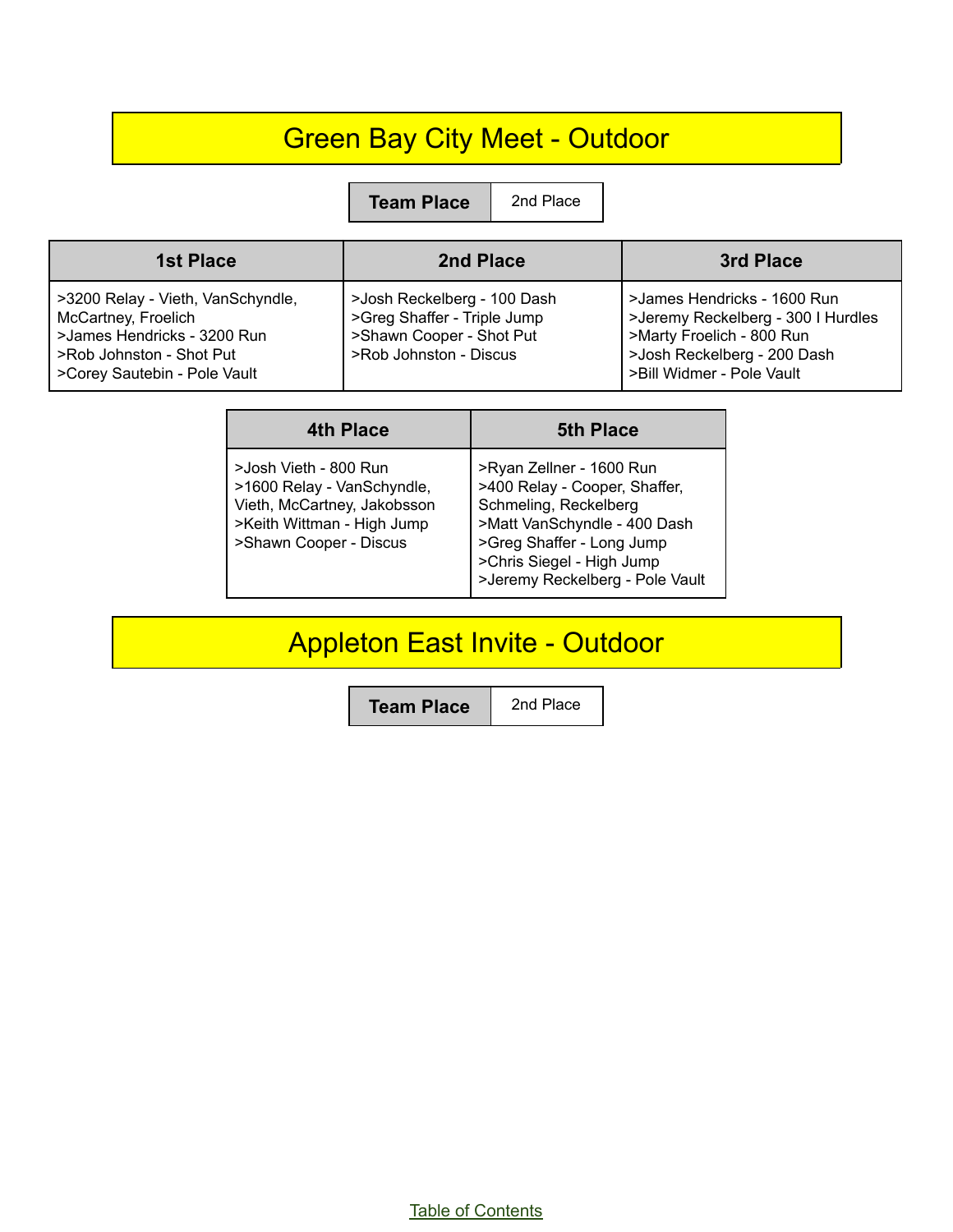# Green Bay City Meet - Outdoor

| Team Place | 2nd Place |
|---|---|

| 1st Place | 2nd Place | 3rd Place |
|---|---|---|
| >3200 Relay - Vieth, VanSchyndle, McCartney, Froelich<br>>James Hendricks - 3200 Run<br>>Rob Johnston - Shot Put<br>>Corey Sautebin - Pole Vault | >Josh Reckelberg - 100 Dash<br>>Greg Shaffer - Triple Jump<br>>Shawn Cooper - Shot Put<br>>Rob Johnston - Discus | >James Hendricks - 1600 Run<br>>Jeremy Reckelberg - 300 I Hurdles<br>>Marty Froelich - 800 Run<br>>Josh Reckelberg - 200 Dash<br>>Bill Widmer - Pole Vault |

| 4th Place | 5th Place |
|---|---|
| >Josh Vieth - 800 Run<br>>1600 Relay - VanSchyndle, Vieth, McCartney, Jakobsson<br>>Keith Wittman - High Jump<br>>Shawn Cooper - Discus | >Ryan Zellner - 1600 Run<br>>400 Relay - Cooper, Shaffer, Schmeling, Reckelberg<br>>Matt VanSchyndle - 400 Dash<br>>Greg Shaffer - Long Jump<br>>Chris Siegel - High Jump<br>>Jeremy Reckelberg - Pole Vault |

# Appleton East Invite - Outdoor

| Team Place | 2nd Place |
|---|---|

Table of Contents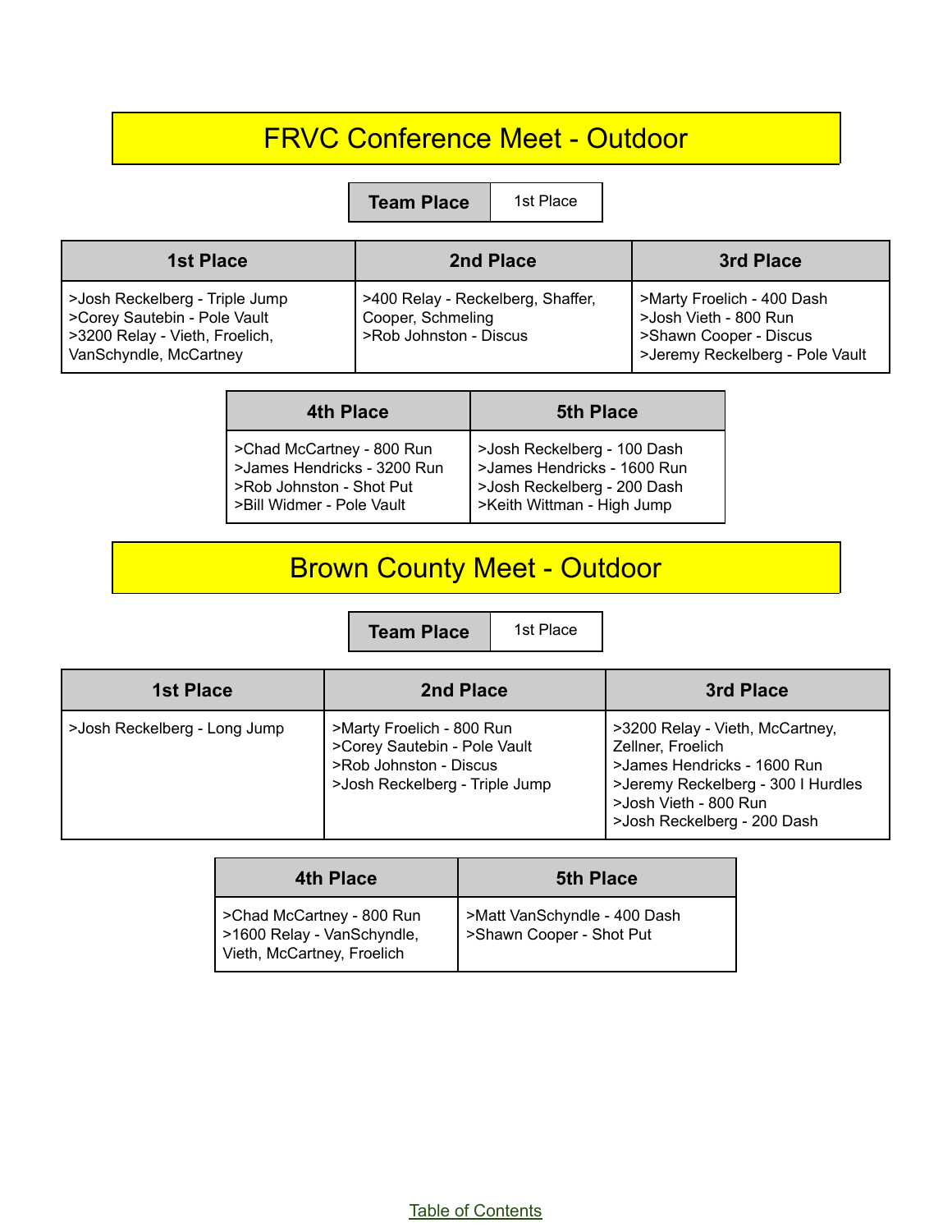# FRVC Conference Meet - Outdoor

| Team Place | 1st Place |
|---|---|

| 1st Place | 2nd Place | 3rd Place |
|---|---|---|
| >Josh Reckelberg - Triple Jump<br>>Corey Sautebin - Pole Vault<br>>3200 Relay - Vieth, Froelich, VanSchyndle, McCartney | >400 Relay - Reckelberg, Shaffer, Cooper, Schmeling<br>>Rob Johnston - Discus | >Marty Froelich - 400 Dash<br>>Josh Vieth - 800 Run<br>>Shawn Cooper - Discus<br>>Jeremy Reckelberg - Pole Vault |

| 4th Place | 5th Place |
|---|---|
| >Chad McCartney - 800 Run<br>>James Hendricks - 3200 Run<br>>Rob Johnston - Shot Put<br>>Bill Widmer - Pole Vault | >Josh Reckelberg - 100 Dash<br>>James Hendricks - 1600 Run<br>>Josh Reckelberg - 200 Dash<br>>Keith Wittman - High Jump |

# Brown County Meet - Outdoor

| Team Place | 1st Place |
|---|---|

| 1st Place | 2nd Place | 3rd Place |
|---|---|---|
| >Josh Reckelberg - Long Jump | >Marty Froelich - 800 Run<br>>Corey Sautebin - Pole Vault<br>>Rob Johnston - Discus<br>>Josh Reckelberg - Triple Jump | >3200 Relay - Vieth, McCartney, Zellner, Froelich<br>>James Hendricks - 1600 Run<br>>Jeremy Reckelberg - 300 I Hurdles<br>>Josh Vieth - 800 Run<br>>Josh Reckelberg - 200 Dash |

| 4th Place | 5th Place |
|---|---|
| >Chad McCartney - 800 Run<br>>1600 Relay - VanSchyndle, Vieth, McCartney, Froelich | >Matt VanSchyndle - 400 Dash<br>>Shawn Cooper - Shot Put |

Table of Contents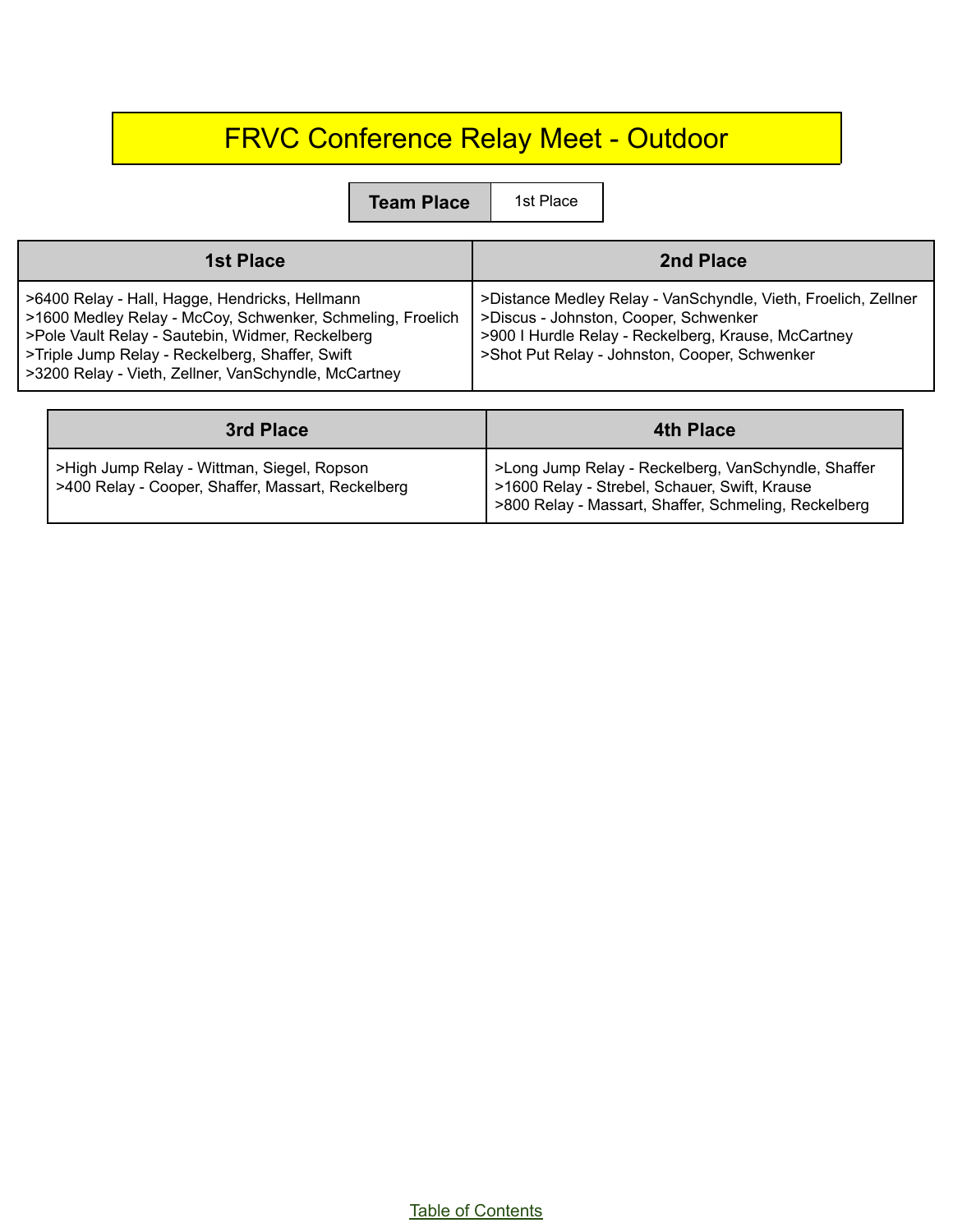# FRVC Conference Relay Meet - Outdoor

| Team Place | 1st Place |
|---|---|

| 1st Place | 2nd Place |
|---|---|
| >6400 Relay - Hall, Hagge, Hendricks, Hellmann<br>>1600 Medley Relay - McCoy, Schwenker, Schmeling, Froelich<br>>Pole Vault Relay - Sautebin, Widmer, Reckelberg<br>>Triple Jump Relay - Reckelberg, Shaffer, Swift<br>>3200 Relay - Vieth, Zellner, VanSchyndle, McCartney | >Distance Medley Relay - VanSchyndle, Vieth, Froelich, Zellner<br>>Discus - Johnston, Cooper, Schwenker<br>>900 I Hurdle Relay - Reckelberg, Krause, McCartney<br>>Shot Put Relay - Johnston, Cooper, Schwenker |

| 3rd Place | 4th Place |
|---|---|
| >High Jump Relay - Wittman, Siegel, Ropson<br>>400 Relay - Cooper, Shaffer, Massart, Reckelberg | >Long Jump Relay - Reckelberg, VanSchyndle, Shaffer<br>>1600 Relay - Strebel, Schauer, Swift, Krause<br>>800 Relay - Massart, Shaffer, Schmeling, Reckelberg |

Table of Contents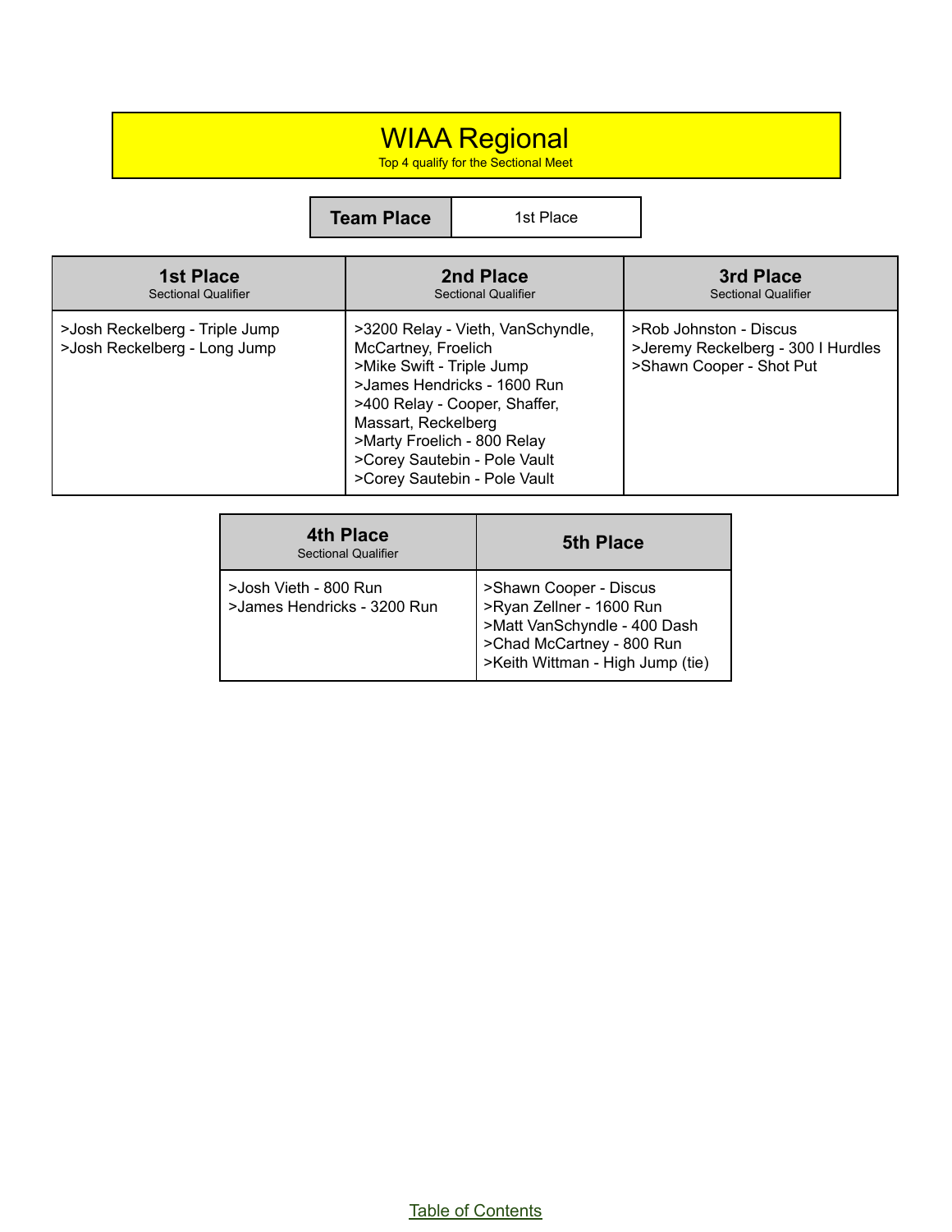# WIAA Regional

Top 4 qualify for the Sectional Meet

| Team Place | 1st Place |
|---|---|

| 1st Place<br>Sectional Qualifier | 2nd Place<br>Sectional Qualifier | 3rd Place<br>Sectional Qualifier |
|---|---|---|
| >Josh Reckelberg - Triple Jump<br>>Josh Reckelberg - Long Jump | >3200 Relay - Vieth, VanSchyndle, McCartney, Froelich<br>>Mike Swift - Triple Jump<br>>James Hendricks - 1600 Run<br>>400 Relay - Cooper, Shaffer, Massart, Reckelberg<br>>Marty Froelich - 800 Relay<br>>Corey Sautebin - Pole Vault<br>>Corey Sautebin - Pole Vault | >Rob Johnston - Discus<br>>Jeremy Reckelberg - 300 I Hurdles<br>>Shawn Cooper - Shot Put |

| 4th Place<br>Sectional Qualifier | 5th Place |
|---|---|
| >Josh Vieth - 800 Run<br>>James Hendricks - 3200 Run | >Shawn Cooper - Discus<br>>Ryan Zellner - 1600 Run<br>>Matt VanSchyndle - 400 Dash<br>>Chad McCartney - 800 Run<br>>Keith Wittman - High Jump (tie) |

Table of Contents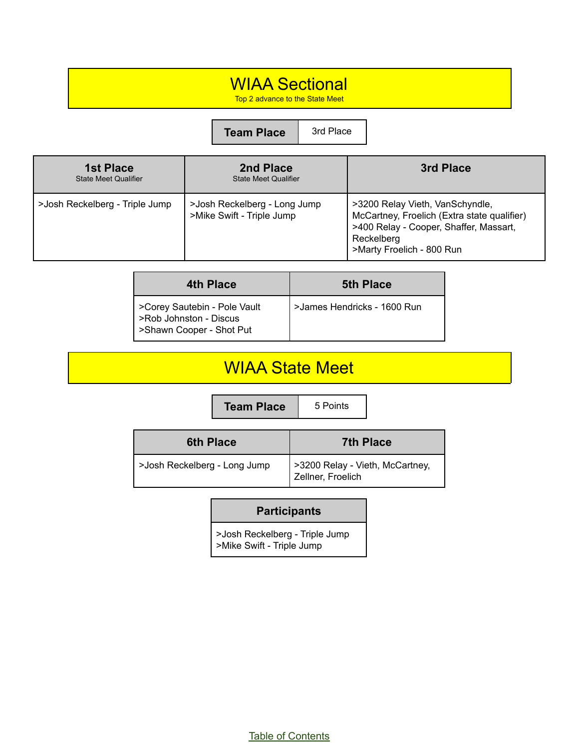# WIAA Sectional

Top 2 advance to the State Meet

| Team Place | 3rd Place |
| --- | --- |

| 1st Place<br>State Meet Qualifier | 2nd Place<br>State Meet Qualifier | 3rd Place |
| --- | --- | --- |
| >Josh Reckelberg - Triple Jump | >Josh Reckelberg - Long Jump<br>>Mike Swift - Triple Jump | >3200 Relay Vieth, VanSchyndle, McCartney, Froelich (Extra state qualifier)<br>>400 Relay - Cooper, Shaffer, Massart, Reckelberg<br>>Marty Froelich - 800 Run |

| 4th Place | 5th Place |
| --- | --- |
| >Corey Sautebin - Pole Vault<br>>Rob Johnston - Discus<br>>Shawn Cooper - Shot Put | >James Hendricks - 1600 Run |

# WIAA State Meet

| Team Place | 5 Points |
| --- | --- |

| 6th Place | 7th Place |
| --- | --- |
| >Josh Reckelberg - Long Jump | >3200 Relay - Vieth, McCartney, Zellner, Froelich |

| Participants |
| --- |
| >Josh Reckelberg - Triple Jump<br>>Mike Swift - Triple Jump |

Table of Contents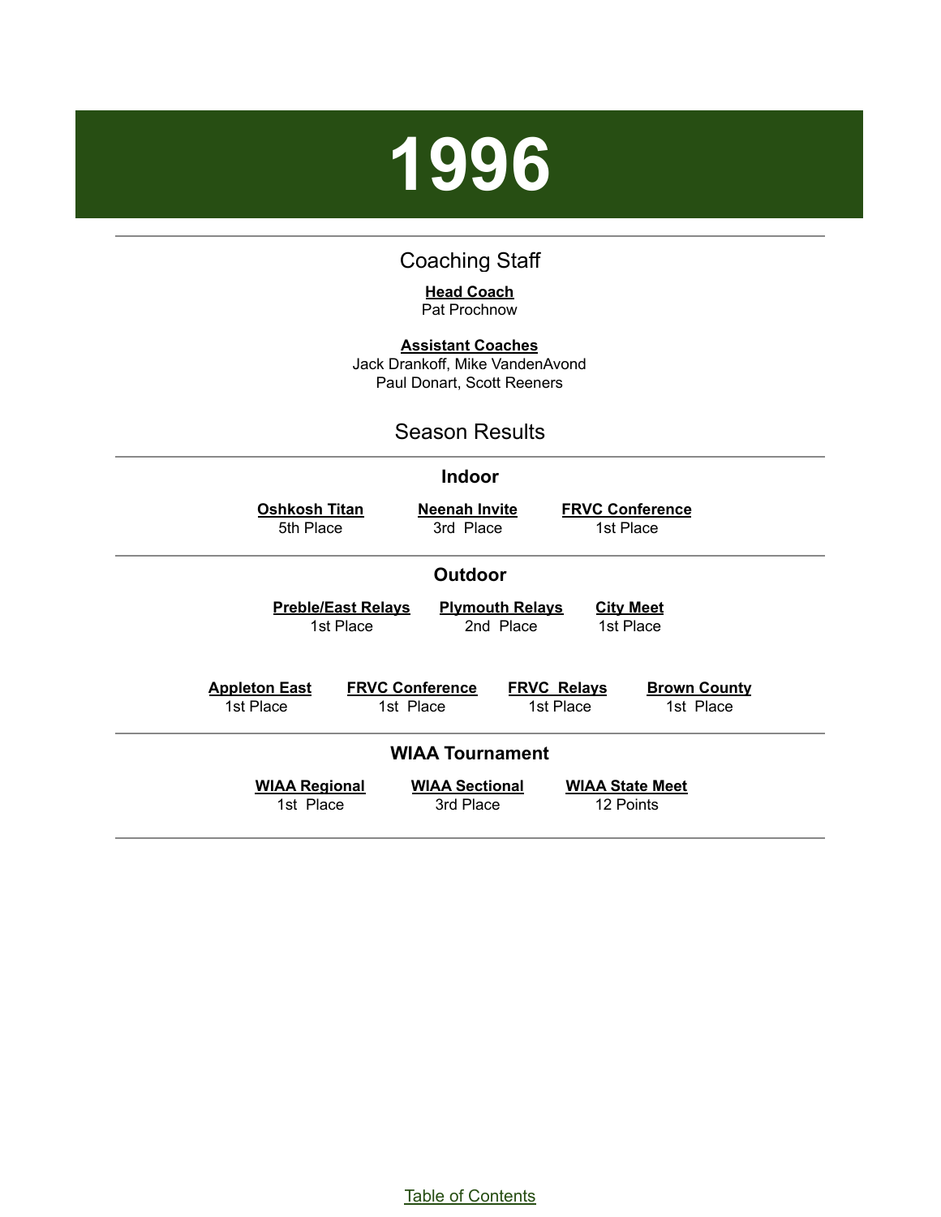# 1996

## Coaching Staff

**Head Coach**
Pat Prochnow

**Assistant Coaches**
Jack Drankoff, Mike VandenAvond
Paul Donart, Scott Reeners

## Season Results

### Indoor

| Oshkosh Titan | Neenah Invite | FRVC Conference |
|---|---|---|
| 5th Place | 3rd Place | 1st Place |

### Outdoor

| Preble/East Relays | Plymouth Relays | City Meet |
|---|---|---|
| 1st Place | 2nd Place | 1st Place |

| Appleton East | FRVC Conference | FRVC Relays | Brown County |
|---|---|---|---|
| 1st Place | 1st Place | 1st Place | 1st Place |

### WIAA Tournament

| WIAA Regional | WIAA Sectional | WIAA State Meet |
|---|---|---|
| 1st Place | 3rd Place | 12 Points |

Table of Contents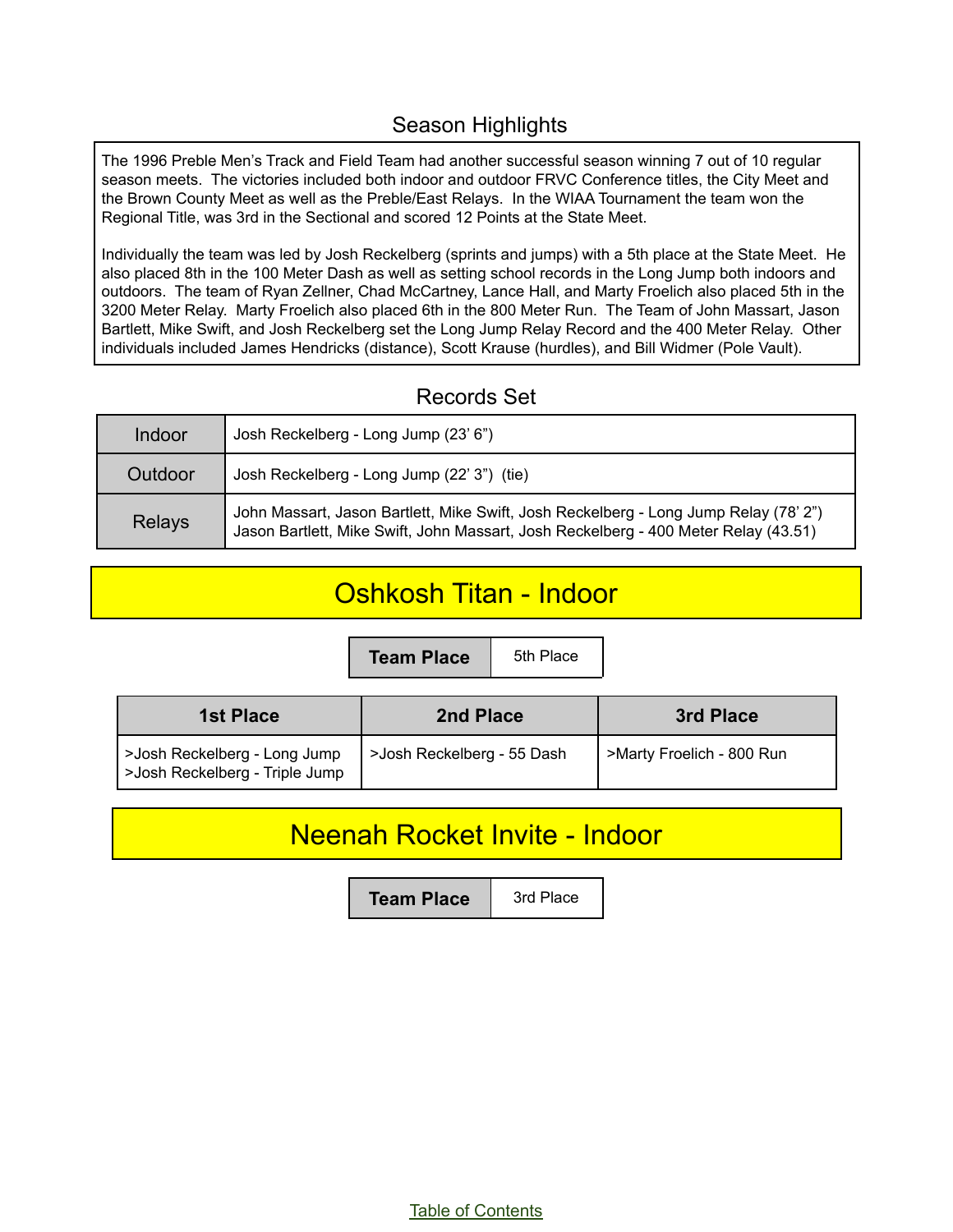## Season Highlights

The 1996 Preble Men's Track and Field Team had another successful season winning 7 out of 10 regular season meets. The victories included both indoor and outdoor FRVC Conference titles, the City Meet and the Brown County Meet as well as the Preble/East Relays. In the WIAA Tournament the team won the Regional Title, was 3rd in the Sectional and scored 12 Points at the State Meet.

Individually the team was led by Josh Reckelberg (sprints and jumps) with a 5th place at the State Meet. He also placed 8th in the 100 Meter Dash as well as setting school records in the Long Jump both indoors and outdoors. The team of Ryan Zellner, Chad McCartney, Lance Hall, and Marty Froelich also placed 5th in the 3200 Meter Relay. Marty Froelich also placed 6th in the 800 Meter Run. The Team of John Massart, Jason Bartlett, Mike Swift, and Josh Reckelberg set the Long Jump Relay Record and the 400 Meter Relay. Other individuals included James Hendricks (distance), Scott Krause (hurdles), and Bill Widmer (Pole Vault).

## Records Set

| | |
|---|---|
| Indoor | Josh Reckelberg - Long Jump (23' 6") |
| Outdoor | Josh Reckelberg - Long Jump (22' 3") (tie) |
| Relays | John Massart, Jason Bartlett, Mike Swift, Josh Reckelberg - Long Jump Relay (78' 2")<br>Jason Bartlett, Mike Swift, John Massart, Josh Reckelberg - 400 Meter Relay (43.51) |

# Oshkosh Titan - Indoor

| Team Place | 5th Place |
|---|---|

| 1st Place | 2nd Place | 3rd Place |
|---|---|---|
| >Josh Reckelberg - Long Jump<br>>Josh Reckelberg - Triple Jump | >Josh Reckelberg - 55 Dash | >Marty Froelich - 800 Run |

# Neenah Rocket Invite - Indoor

| Team Place | 3rd Place |
|---|---|

Table of Contents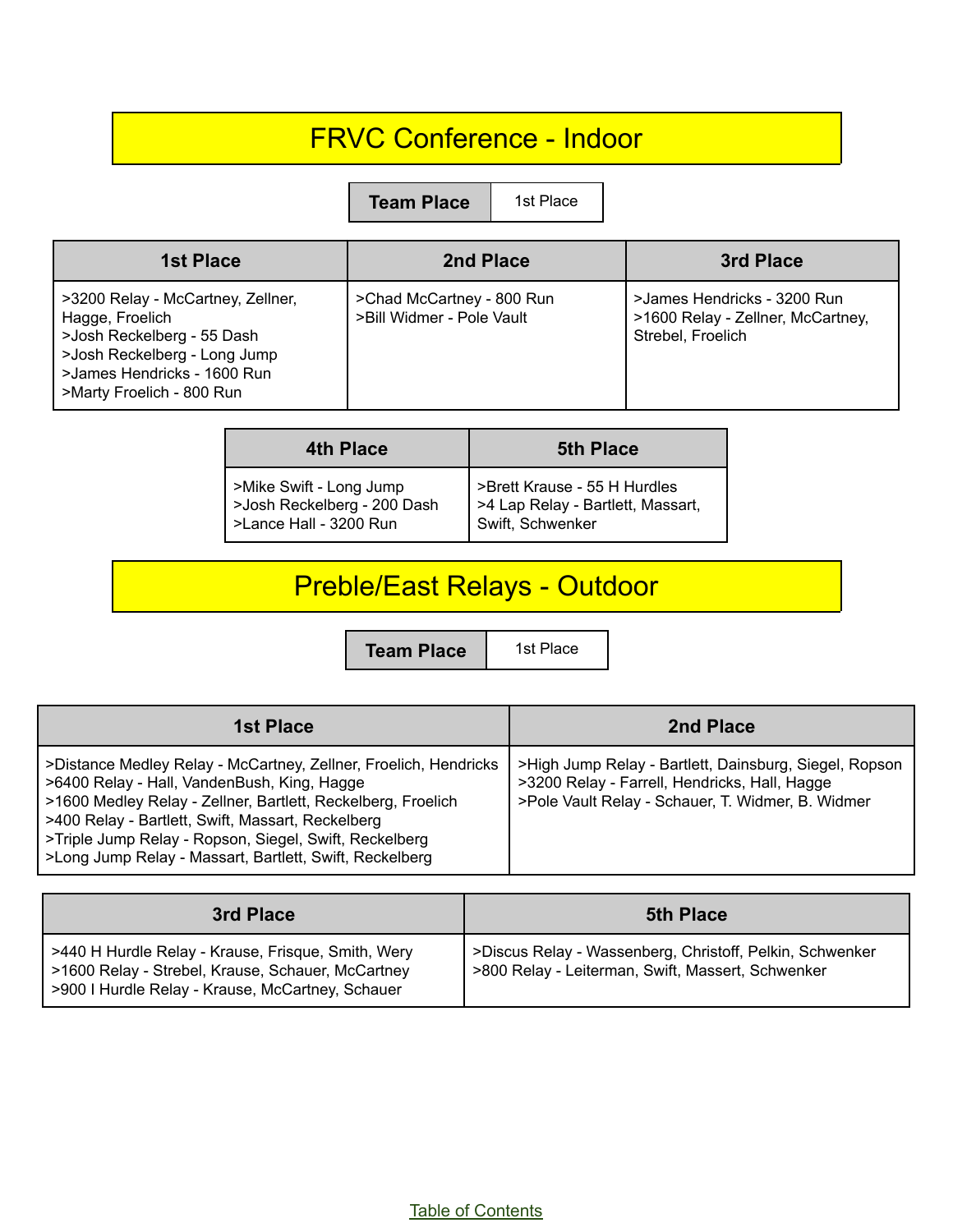# FRVC Conference - Indoor

| Team Place | 1st Place |
| --- | --- |

| 1st Place | 2nd Place | 3rd Place |
| --- | --- | --- |
| >3200 Relay - McCartney, Zellner, Hagge, Froelich<br>>Josh Reckelberg - 55 Dash<br>>Josh Reckelberg - Long Jump<br>>James Hendricks - 1600 Run<br>>Marty Froelich - 800 Run | >Chad McCartney - 800 Run<br>>Bill Widmer - Pole Vault | >James Hendricks - 3200 Run<br>>1600 Relay - Zellner, McCartney, Strebel, Froelich |

| 4th Place | 5th Place |
| --- | --- |
| >Mike Swift - Long Jump<br>>Josh Reckelberg - 200 Dash<br>>Lance Hall - 3200 Run | >Brett Krause - 55 H Hurdles<br>>4 Lap Relay - Bartlett, Massart, Swift, Schwenker |

# Preble/East Relays - Outdoor

| Team Place | 1st Place |
| --- | --- |

| 1st Place | 2nd Place |
| --- | --- |
| >Distance Medley Relay - McCartney, Zellner, Froelich, Hendricks<br>>6400 Relay - Hall, VandenBush, King, Hagge<br>>1600 Medley Relay - Zellner, Bartlett, Reckelberg, Froelich<br>>400 Relay - Bartlett, Swift, Massart, Reckelberg<br>>Triple Jump Relay - Ropson, Siegel, Swift, Reckelberg<br>>Long Jump Relay - Massart, Bartlett, Swift, Reckelberg | >High Jump Relay - Bartlett, Dainsburg, Siegel, Ropson<br>>3200 Relay - Farrell, Hendricks, Hall, Hagge<br>>Pole Vault Relay - Schauer, T. Widmer, B. Widmer |

| 3rd Place | 5th Place |
| --- | --- |
| >440 H Hurdle Relay - Krause, Frisque, Smith, Wery<br>>1600 Relay - Strebel, Krause, Schauer, McCartney<br>>900 I Hurdle Relay - Krause, McCartney, Schauer | >Discus Relay - Wassenberg, Christoff, Pelkin, Schwenker<br>>800 Relay - Leiterman, Swift, Massart, Schwenker |

Table of Contents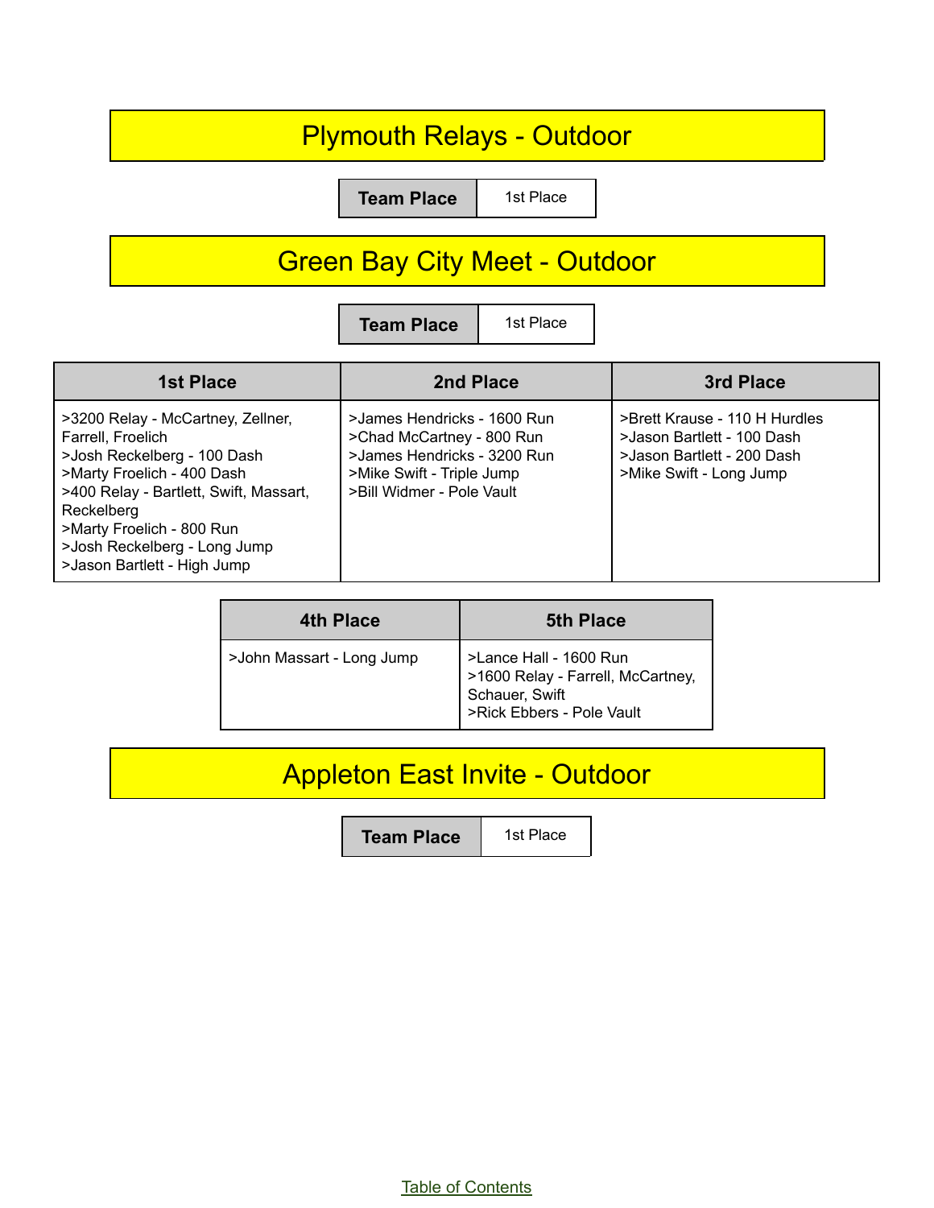# Plymouth Relays - Outdoor

| Team Place | 1st Place |
| --- | --- |

# Green Bay City Meet - Outdoor

| Team Place | 1st Place |
| --- | --- |

| 1st Place | 2nd Place | 3rd Place |
| --- | --- | --- |
| >3200 Relay - McCartney, Zellner, Farrell, Froelich<br>>Josh Reckelberg - 100 Dash<br>>Marty Froelich - 400 Dash<br>>400 Relay - Bartlett, Swift, Massart, Reckelberg<br>>Marty Froelich - 800 Run<br>>Josh Reckelberg - Long Jump<br>>Jason Bartlett - High Jump | >James Hendricks - 1600 Run<br>>Chad McCartney - 800 Run<br>>James Hendricks - 3200 Run<br>>Mike Swift - Triple Jump<br>>Bill Widmer - Pole Vault | >Brett Krause - 110 H Hurdles<br>>Jason Bartlett - 100 Dash<br>>Jason Bartlett - 200 Dash<br>>Mike Swift - Long Jump |

| 4th Place | 5th Place |
| --- | --- |
| >John Massart - Long Jump | >Lance Hall - 1600 Run<br>>1600 Relay - Farrell, McCartney, Schauer, Swift<br>>Rick Ebbers - Pole Vault |

# Appleton East Invite - Outdoor

| Team Place | 1st Place |
| --- | --- |

Table of Contents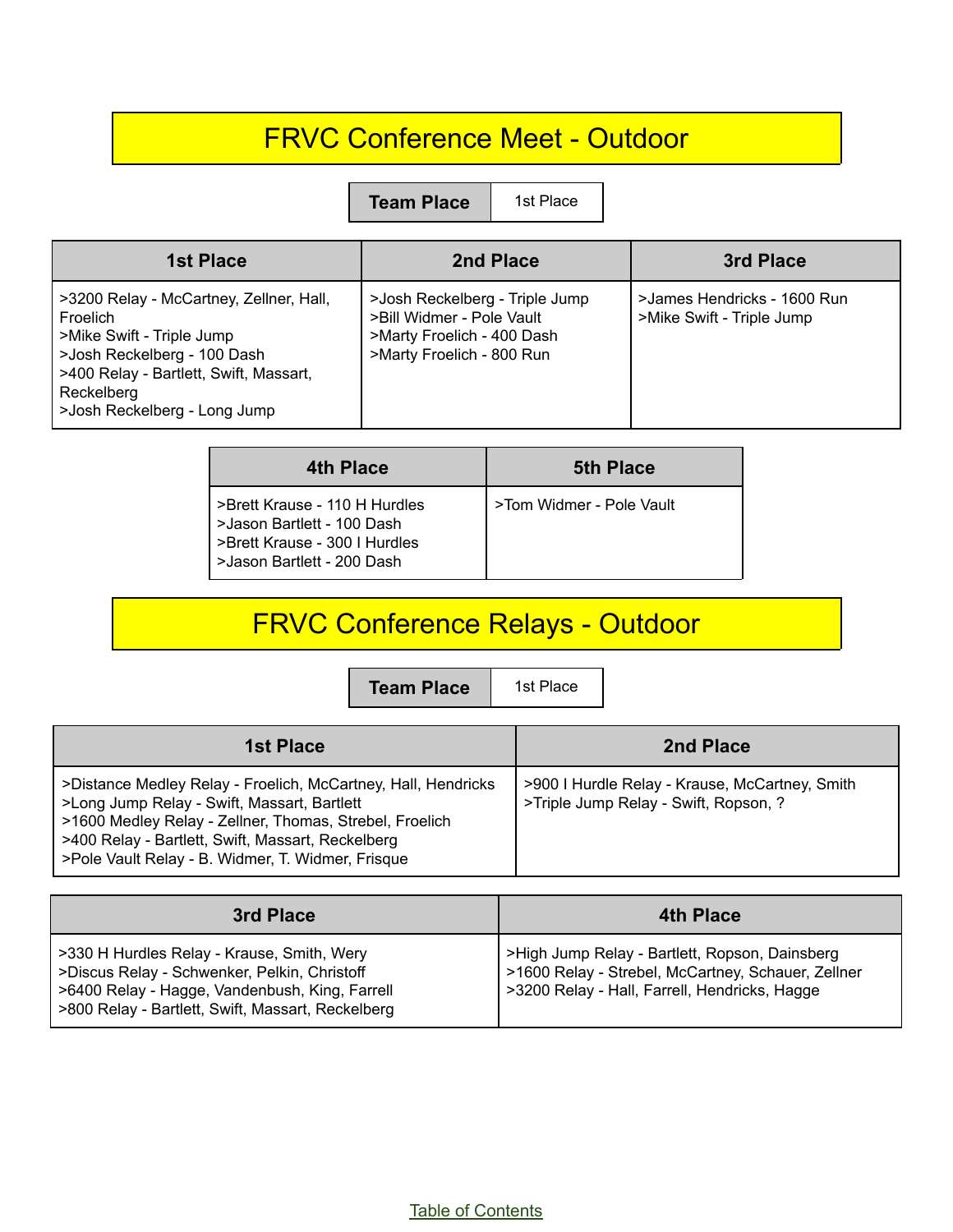# FRVC Conference Meet - Outdoor

| Team Place | 1st Place |
|---|---|

| 1st Place | 2nd Place | 3rd Place |
|---|---|---|
| >3200 Relay - McCartney, Zellner, Hall, Froelich<br>>Mike Swift - Triple Jump<br>>Josh Reckelberg - 100 Dash<br>>400 Relay - Bartlett, Swift, Massart, Reckelberg<br>>Josh Reckelberg - Long Jump | >Josh Reckelberg - Triple Jump<br>>Bill Widmer - Pole Vault<br>>Marty Froelich - 400 Dash<br>>Marty Froelich - 800 Run | >James Hendricks - 1600 Run<br>>Mike Swift - Triple Jump |

| 4th Place | 5th Place |
|---|---|
| >Brett Krause - 110 H Hurdles<br>>Jason Bartlett - 100 Dash<br>>Brett Krause - 300 I Hurdles<br>>Jason Bartlett - 200 Dash | >Tom Widmer - Pole Vault |

# FRVC Conference Relays - Outdoor

| Team Place | 1st Place |
|---|---|

| 1st Place | 2nd Place |
|---|---|
| >Distance Medley Relay - Froelich, McCartney, Hall, Hendricks<br>>Long Jump Relay - Swift, Massart, Bartlett<br>>1600 Medley Relay - Zellner, Thomas, Strebel, Froelich<br>>400 Relay - Bartlett, Swift, Massart, Reckelberg<br>>Pole Vault Relay - B. Widmer, T. Widmer, Frisque | >900 I Hurdle Relay - Krause, McCartney, Smith<br>>Triple Jump Relay - Swift, Ropson, ? |

| 3rd Place | 4th Place |
|---|---|
| >330 H Hurdles Relay - Krause, Smith, Wery<br>>Discus Relay - Schwenker, Pelkin, Christoff<br>>6400 Relay - Hagge, Vandenbush, King, Farrell<br>>800 Relay - Bartlett, Swift, Massart, Reckelberg | >High Jump Relay - Bartlett, Ropson, Dainsberg<br>>1600 Relay - Strebel, McCartney, Schauer, Zellner<br>>3200 Relay - Hall, Farrell, Hendricks, Hagge |

Table of Contents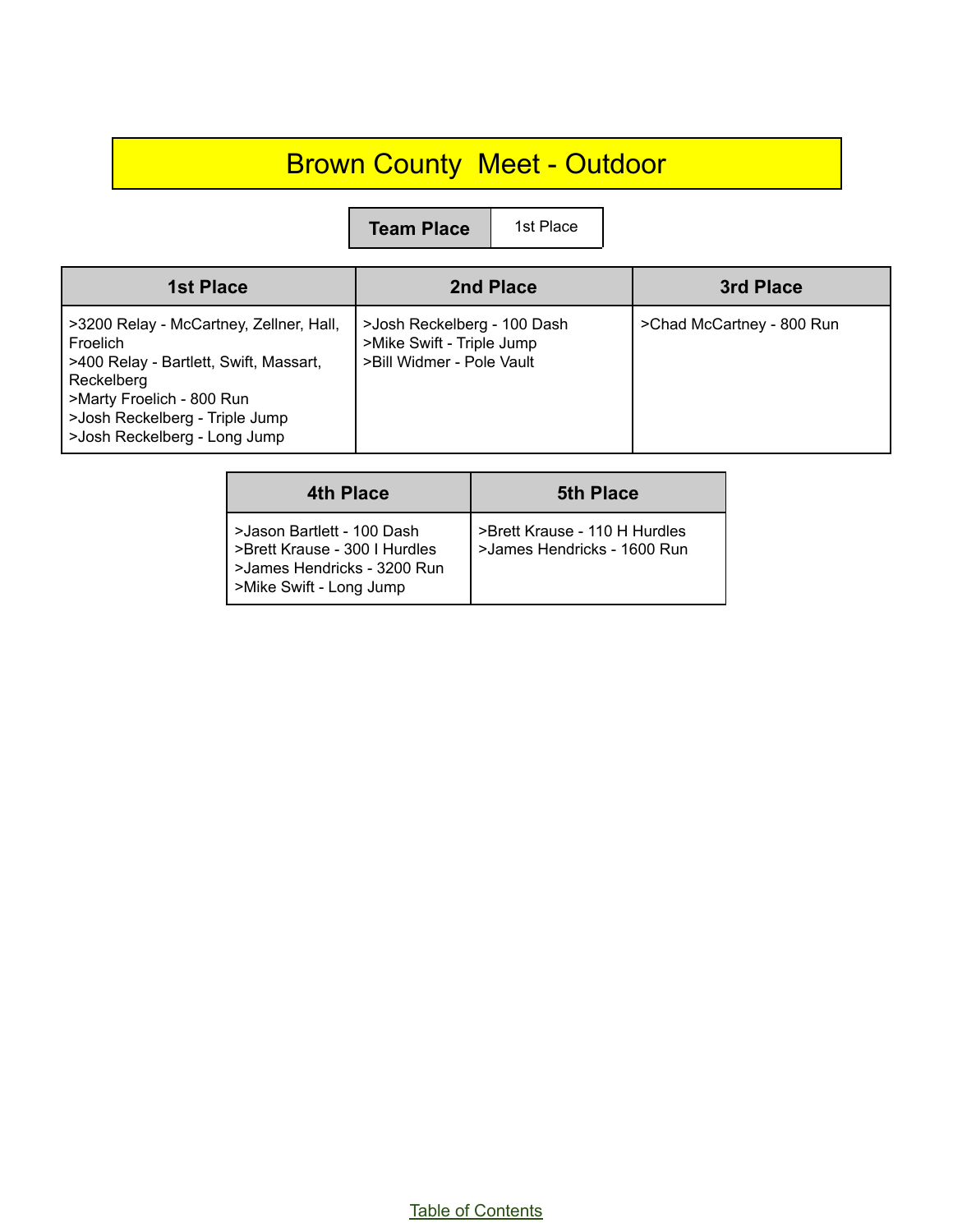# Brown County Meet - Outdoor

| Team Place | 1st Place |
| --- | --- |

| 1st Place | 2nd Place | 3rd Place |
| --- | --- | --- |
| >3200 Relay - McCartney, Zellner, Hall, Froelich<br>>400 Relay - Bartlett, Swift, Massart, Reckelberg<br>>Marty Froelich - 800 Run<br>>Josh Reckelberg - Triple Jump<br>>Josh Reckelberg - Long Jump | >Josh Reckelberg - 100 Dash<br>>Mike Swift - Triple Jump<br>>Bill Widmer - Pole Vault | >Chad McCartney - 800 Run |

| 4th Place | 5th Place |
| --- | --- |
| >Jason Bartlett - 100 Dash<br>>Brett Krause - 300 I Hurdles<br>>James Hendricks - 3200 Run<br>>Mike Swift - Long Jump | >Brett Krause - 110 H Hurdles<br>>James Hendricks - 1600 Run |

Table of Contents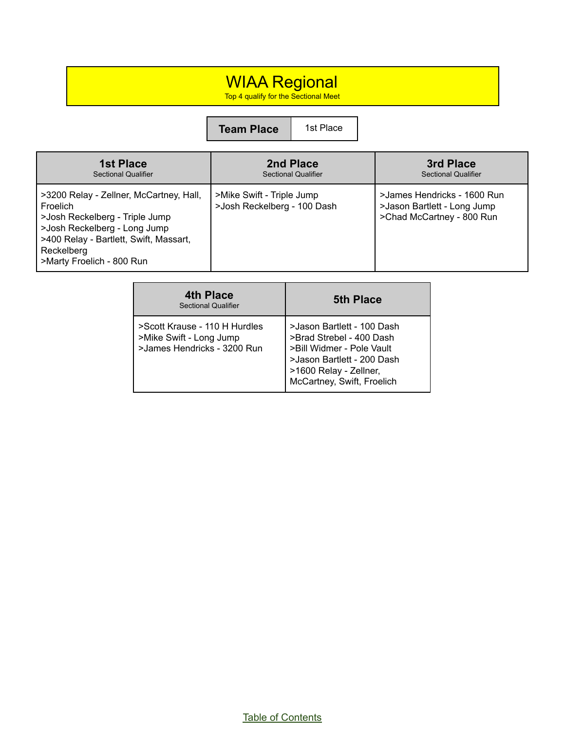# WIAA Regional

Top 4 qualify for the Sectional Meet

| Team Place | 1st Place |
|---|---|

| 1st Place<br>Sectional Qualifier | 2nd Place<br>Sectional Qualifier | 3rd Place<br>Sectional Qualifier |
|---|---|---|
| >3200 Relay - Zellner, McCartney, Hall, Froelich<br>>Josh Reckelberg - Triple Jump<br>>Josh Reckelberg - Long Jump<br>>400 Relay - Bartlett, Swift, Massart, Reckelberg<br>>Marty Froelich - 800 Run | >Mike Swift - Triple Jump<br>>Josh Reckelberg - 100 Dash | >James Hendricks - 1600 Run<br>>Jason Bartlett - Long Jump<br>>Chad McCartney - 800 Run |

| 4th Place<br>Sectional Qualifier | 5th Place |
|---|---|
| >Scott Krause - 110 H Hurdles<br>>Mike Swift - Long Jump<br>>James Hendricks - 3200 Run | >Jason Bartlett - 100 Dash<br>>Brad Strebel - 400 Dash<br>>Bill Widmer - Pole Vault<br>>Jason Bartlett - 200 Dash<br>>1600 Relay - Zellner, McCartney, Swift, Froelich |

Table of Contents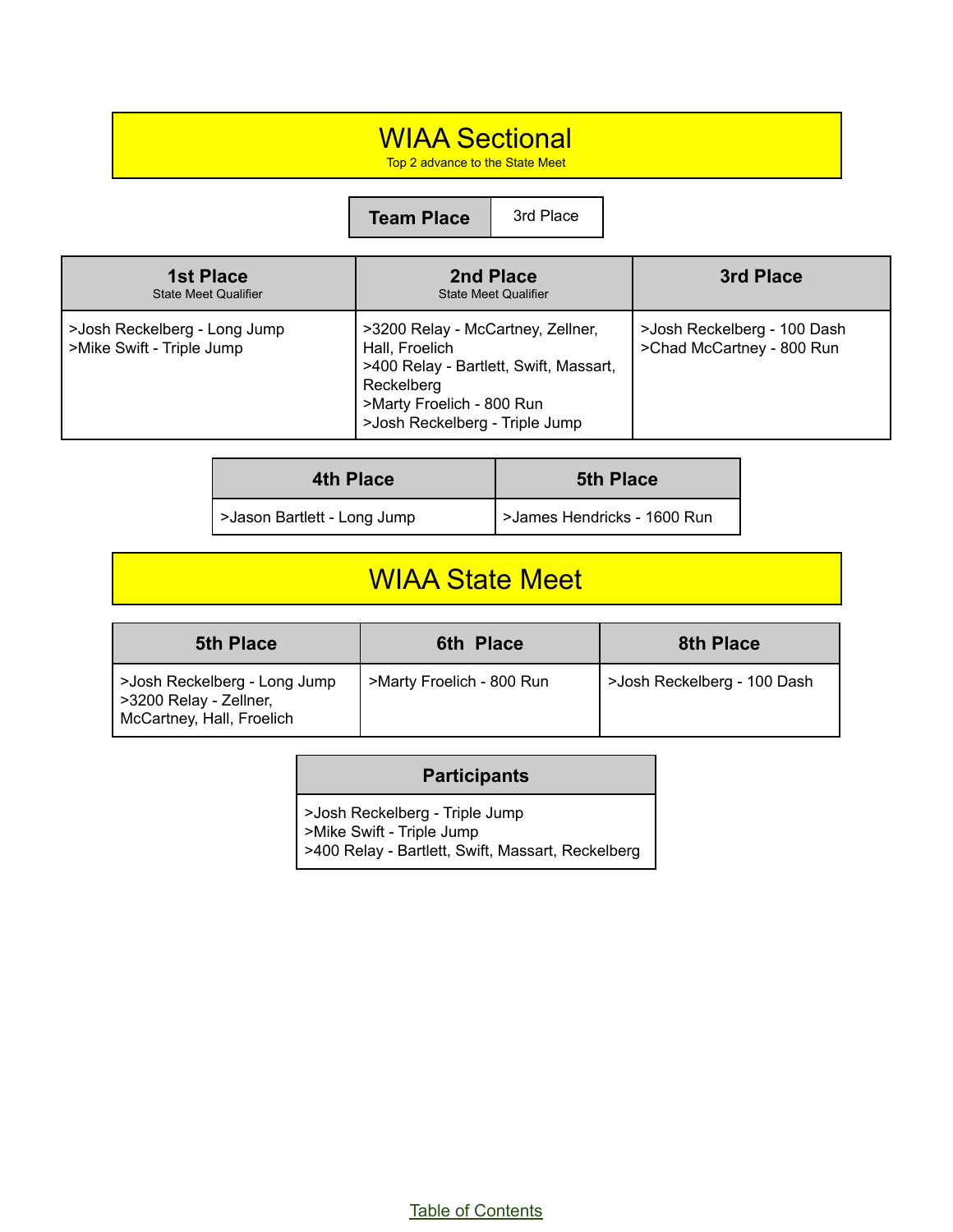# WIAA Sectional

Top 2 advance to the State Meet

| Team Place | 3rd Place |
| --- | --- |

| 1st Place<br>State Meet Qualifier | 2nd Place<br>State Meet Qualifier | 3rd Place |
| --- | --- | --- |
| >Josh Reckelberg - Long Jump<br>>Mike Swift - Triple Jump | >3200 Relay - McCartney, Zellner, Hall, Froelich<br>>400 Relay - Bartlett, Swift, Massart, Reckelberg<br>>Marty Froelich - 800 Run<br>>Josh Reckelberg - Triple Jump | >Josh Reckelberg - 100 Dash<br>>Chad McCartney - 800 Run |

| 4th Place | 5th Place |
| --- | --- |
| >Jason Bartlett - Long Jump | >James Hendricks - 1600 Run |

# WIAA State Meet

| 5th Place | 6th Place | 8th Place |
| --- | --- | --- |
| >Josh Reckelberg - Long Jump<br>>3200 Relay - Zellner, McCartney, Hall, Froelich | >Marty Froelich - 800 Run | >Josh Reckelberg - 100 Dash |

| Participants |
| --- |
| >Josh Reckelberg - Triple Jump<br>>Mike Swift - Triple Jump<br>>400 Relay - Bartlett, Swift, Massart, Reckelberg |

Table of Contents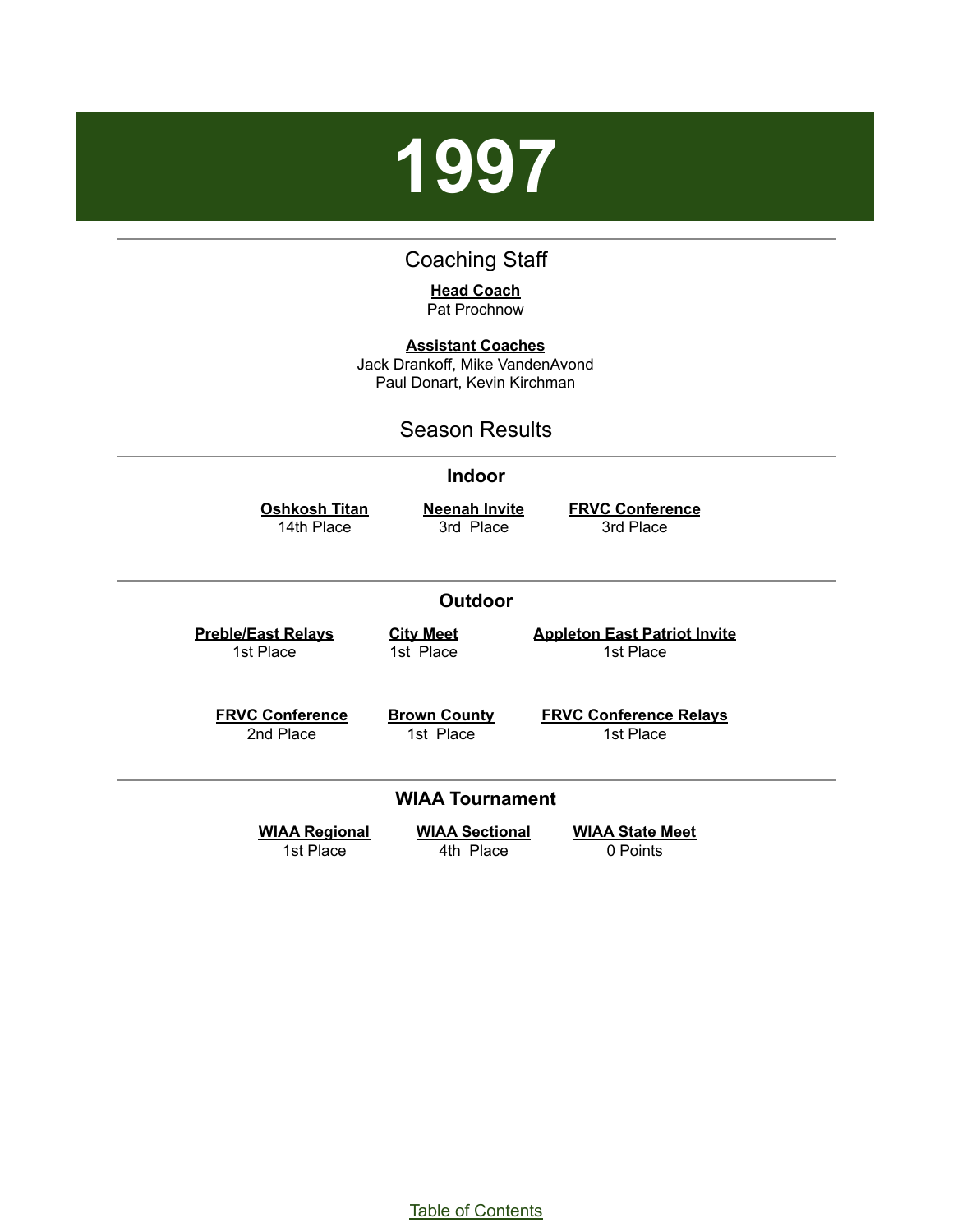# 1997

## Coaching Staff

**Head Coach**
Pat Prochnow

**Assistant Coaches**
Jack Drankoff, Mike VandenAvond
Paul Donart, Kevin Kirchman

## Season Results

### Indoor

| Oshkosh Titan | Neenah Invite | FRVC Conference |
| --- | --- | --- |
| 14th Place | 3rd Place | 3rd Place |

### Outdoor

| Preble/East Relays | City Meet | Appleton East Patriot Invite |
| --- | --- | --- |
| 1st Place | 1st Place | 1st Place |

| FRVC Conference | Brown County | FRVC Conference Relays |
| --- | --- | --- |
| 2nd Place | 1st Place | 1st Place |

### WIAA Tournament

| WIAA Regional | WIAA Sectional | WIAA State Meet |
| --- | --- | --- |
| 1st Place | 4th Place | 0 Points |

Table of Contents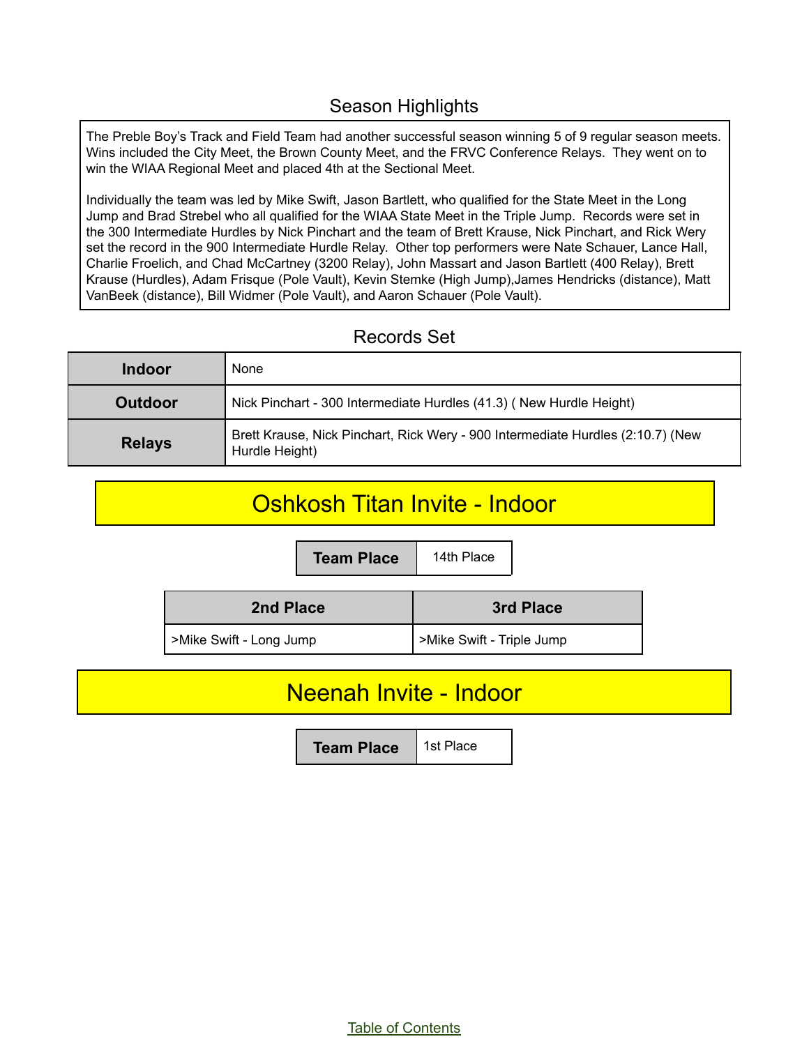## Season Highlights

The Preble Boy's Track and Field Team had another successful season winning 5 of 9 regular season meets. Wins included the City Meet, the Brown County Meet, and the FRVC Conference Relays. They went on to win the WIAA Regional Meet and placed 4th at the Sectional Meet.

Individually the team was led by Mike Swift, Jason Bartlett, who qualified for the State Meet in the Long Jump and Brad Strebel who all qualified for the WIAA State Meet in the Triple Jump. Records were set in the 300 Intermediate Hurdles by Nick Pinchart and the team of Brett Krause, Nick Pinchart, and Rick Wery set the record in the 900 Intermediate Hurdle Relay. Other top performers were Nate Schauer, Lance Hall, Charlie Froelich, and Chad McCartney (3200 Relay), John Massart and Jason Bartlett (400 Relay), Brett Krause (Hurdles), Adam Frisque (Pole Vault), Kevin Stemke (High Jump),James Hendricks (distance), Matt VanBeek (distance), Bill Widmer (Pole Vault), and Aaron Schauer (Pole Vault).

## Records Set

| | |
|---|---|
| **Indoor** | None |
| **Outdoor** | Nick Pinchart - 300 Intermediate Hurdles (41.3) ( New Hurdle Height) |
| **Relays** | Brett Krause, Nick Pinchart, Rick Wery - 900 Intermediate Hurdles (2:10.7) (New Hurdle Height) |

# Oshkosh Titan Invite - Indoor

| Team Place | 14th Place |
|---|---|

| 2nd Place | 3rd Place |
|---|---|
| >Mike Swift - Long Jump | >Mike Swift - Triple Jump |

# Neenah Invite - Indoor

| Team Place | 1st Place |
|---|---|

Table of Contents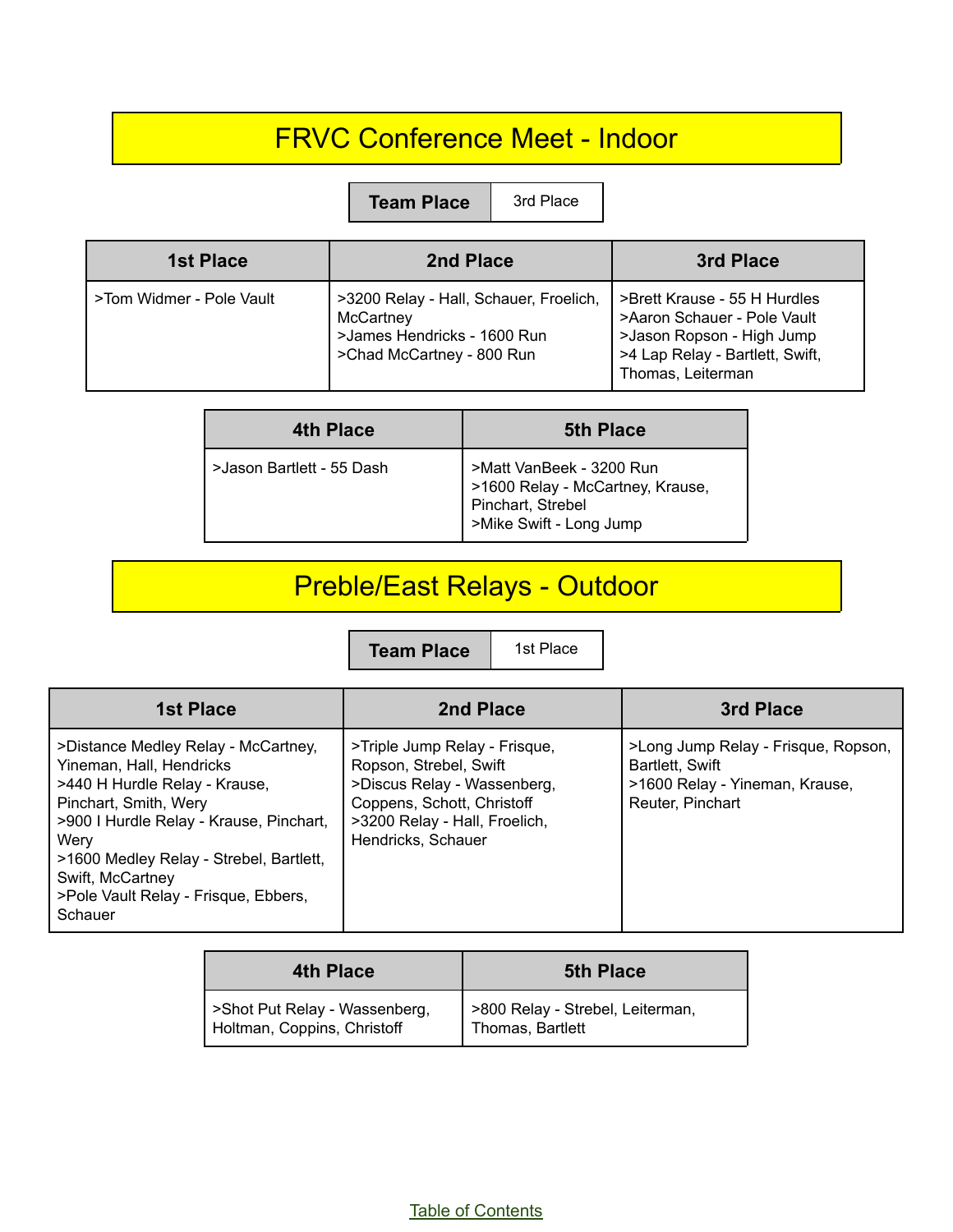# FRVC Conference Meet - Indoor

| Team Place | 3rd Place |
| --- | --- |

| 1st Place | 2nd Place | 3rd Place |
| --- | --- | --- |
| >Tom Widmer - Pole Vault | >3200 Relay - Hall, Schauer, Froelich, McCartney<br>>James Hendricks - 1600 Run<br>>Chad McCartney - 800 Run | >Brett Krause - 55 H Hurdles<br>>Aaron Schauer - Pole Vault<br>>Jason Ropson - High Jump<br>>4 Lap Relay - Bartlett, Swift, Thomas, Leiterman |

| 4th Place | 5th Place |
| --- | --- |
| >Jason Bartlett - 55 Dash | >Matt VanBeek - 3200 Run<br>>1600 Relay - McCartney, Krause, Pinchart, Strebel<br>>Mike Swift - Long Jump |

# Preble/East Relays - Outdoor

| Team Place | 1st Place |
| --- | --- |

| 1st Place | 2nd Place | 3rd Place |
| --- | --- | --- |
| >Distance Medley Relay - McCartney, Yineman, Hall, Hendricks<br>>440 H Hurdle Relay - Krause, Pinchart, Smith, Wery<br>>900 I Hurdle Relay - Krause, Pinchart, Wery<br>>1600 Medley Relay - Strebel, Bartlett, Swift, McCartney<br>>Pole Vault Relay - Frisque, Ebbers, Schauer | >Triple Jump Relay - Frisque, Ropson, Strebel, Swift<br>>Discus Relay - Wassenberg, Coppens, Schott, Christoff<br>>3200 Relay - Hall, Froelich, Hendricks, Schauer | >Long Jump Relay - Frisque, Ropson, Bartlett, Swift<br>>1600 Relay - Yineman, Krause, Reuter, Pinchart |

| 4th Place | 5th Place |
| --- | --- |
| >Shot Put Relay - Wassenberg, Holtman, Coppins, Christoff | >800 Relay - Strebel, Leiterman, Thomas, Bartlett |

Table of Contents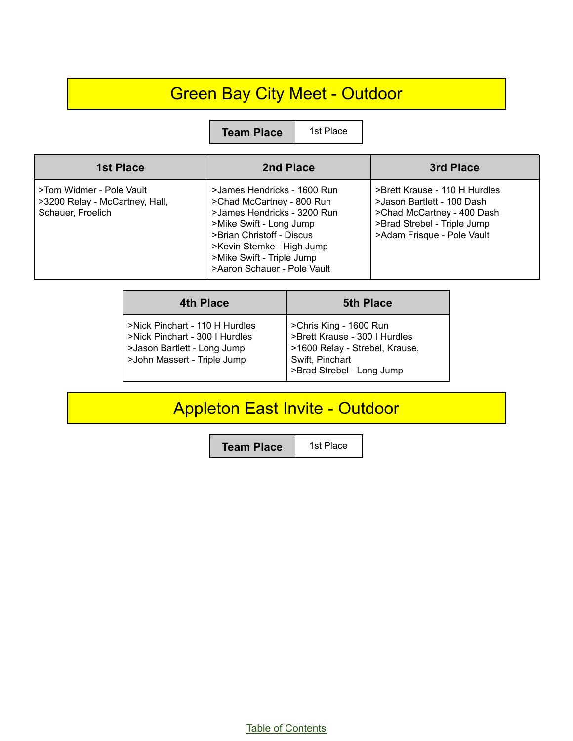# Green Bay City Meet - Outdoor

| Team Place | 1st Place |
|---|---|

| 1st Place | 2nd Place | 3rd Place |
|---|---|---|
| >Tom Widmer - Pole Vault<br>>3200 Relay - McCartney, Hall, Schauer, Froelich | >James Hendricks - 1600 Run<br>>Chad McCartney - 800 Run<br>>James Hendricks - 3200 Run<br>>Mike Swift - Long Jump<br>>Brian Christoff - Discus<br>>Kevin Stemke - High Jump<br>>Mike Swift - Triple Jump<br>>Aaron Schauer - Pole Vault | >Brett Krause - 110 H Hurdles<br>>Jason Bartlett - 100 Dash<br>>Chad McCartney - 400 Dash<br>>Brad Strebel - Triple Jump<br>>Adam Frisque - Pole Vault |

| 4th Place | 5th Place |
|---|---|
| >Nick Pinchart - 110 H Hurdles<br>>Nick Pinchart - 300 I Hurdles<br>>Jason Bartlett - Long Jump<br>>John Massert - Triple Jump | >Chris King - 1600 Run<br>>Brett Krause - 300 I Hurdles<br>>1600 Relay - Strebel, Krause, Swift, Pinchart<br>>Brad Strebel - Long Jump |

# Appleton East Invite - Outdoor

| Team Place | 1st Place |
|---|---|

Table of Contents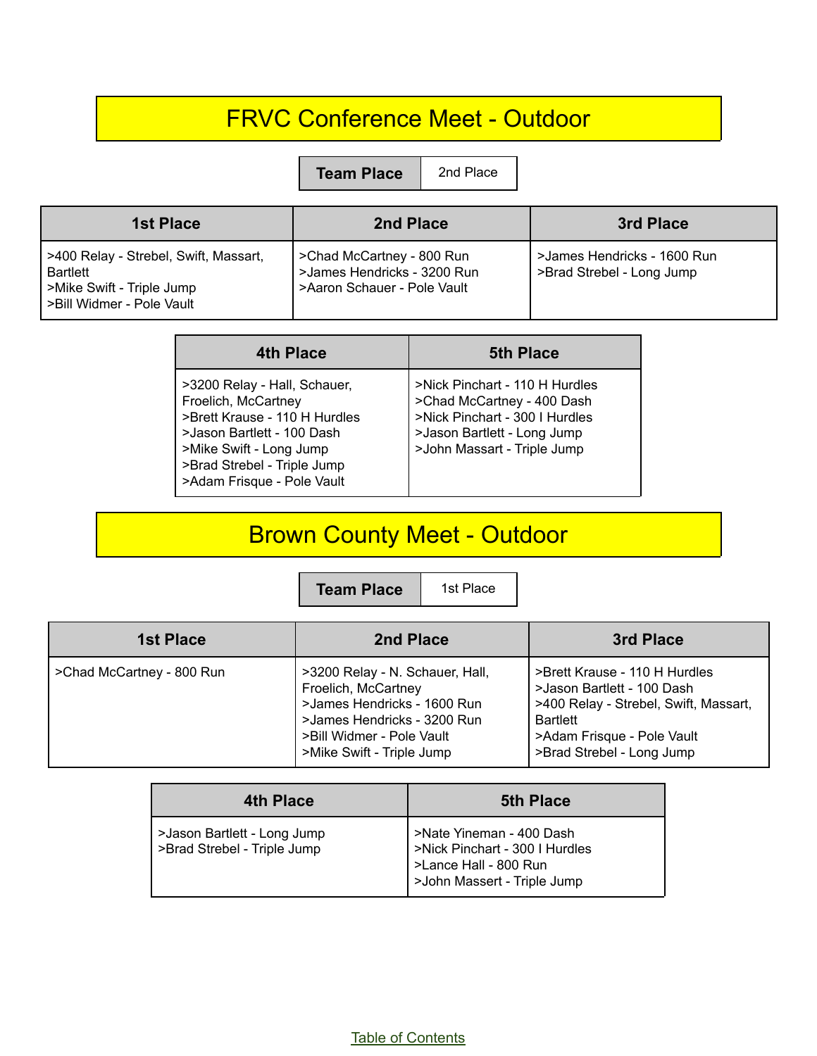# FRVC Conference Meet - Outdoor

| Team Place | 2nd Place |
| --- | --- |

| 1st Place | 2nd Place | 3rd Place |
| --- | --- | --- |
| >400 Relay - Strebel, Swift, Massart, Bartlett<br>>Mike Swift - Triple Jump<br>>Bill Widmer - Pole Vault | >Chad McCartney - 800 Run<br>>James Hendricks - 3200 Run<br>>Aaron Schauer - Pole Vault | >James Hendricks - 1600 Run<br>>Brad Strebel - Long Jump |

| 4th Place | 5th Place |
| --- | --- |
| >3200 Relay - Hall, Schauer, Froelich, McCartney<br>>Brett Krause - 110 H Hurdles<br>>Jason Bartlett - 100 Dash<br>>Mike Swift - Long Jump<br>>Brad Strebel - Triple Jump<br>>Adam Frisque - Pole Vault | >Nick Pinchart - 110 H Hurdles<br>>Chad McCartney - 400 Dash<br>>Nick Pinchart - 300 I Hurdles<br>>Jason Bartlett - Long Jump<br>>John Massart - Triple Jump |

# Brown County Meet - Outdoor

| Team Place | 1st Place |
| --- | --- |

| 1st Place | 2nd Place | 3rd Place |
| --- | --- | --- |
| >Chad McCartney - 800 Run | >3200 Relay - N. Schauer, Hall, Froelich, McCartney<br>>James Hendricks - 1600 Run<br>>James Hendricks - 3200 Run<br>>Bill Widmer - Pole Vault<br>>Mike Swift - Triple Jump | >Brett Krause - 110 H Hurdles<br>>Jason Bartlett - 100 Dash<br>>400 Relay - Strebel, Swift, Massart, Bartlett<br>>Adam Frisque - Pole Vault<br>>Brad Strebel - Long Jump |

| 4th Place | 5th Place |
| --- | --- |
| >Jason Bartlett - Long Jump<br>>Brad Strebel - Triple Jump | >Nate Yineman - 400 Dash<br>>Nick Pinchart - 300 I Hurdles<br>>Lance Hall - 800 Run<br>>John Massert - Triple Jump |

Table of Contents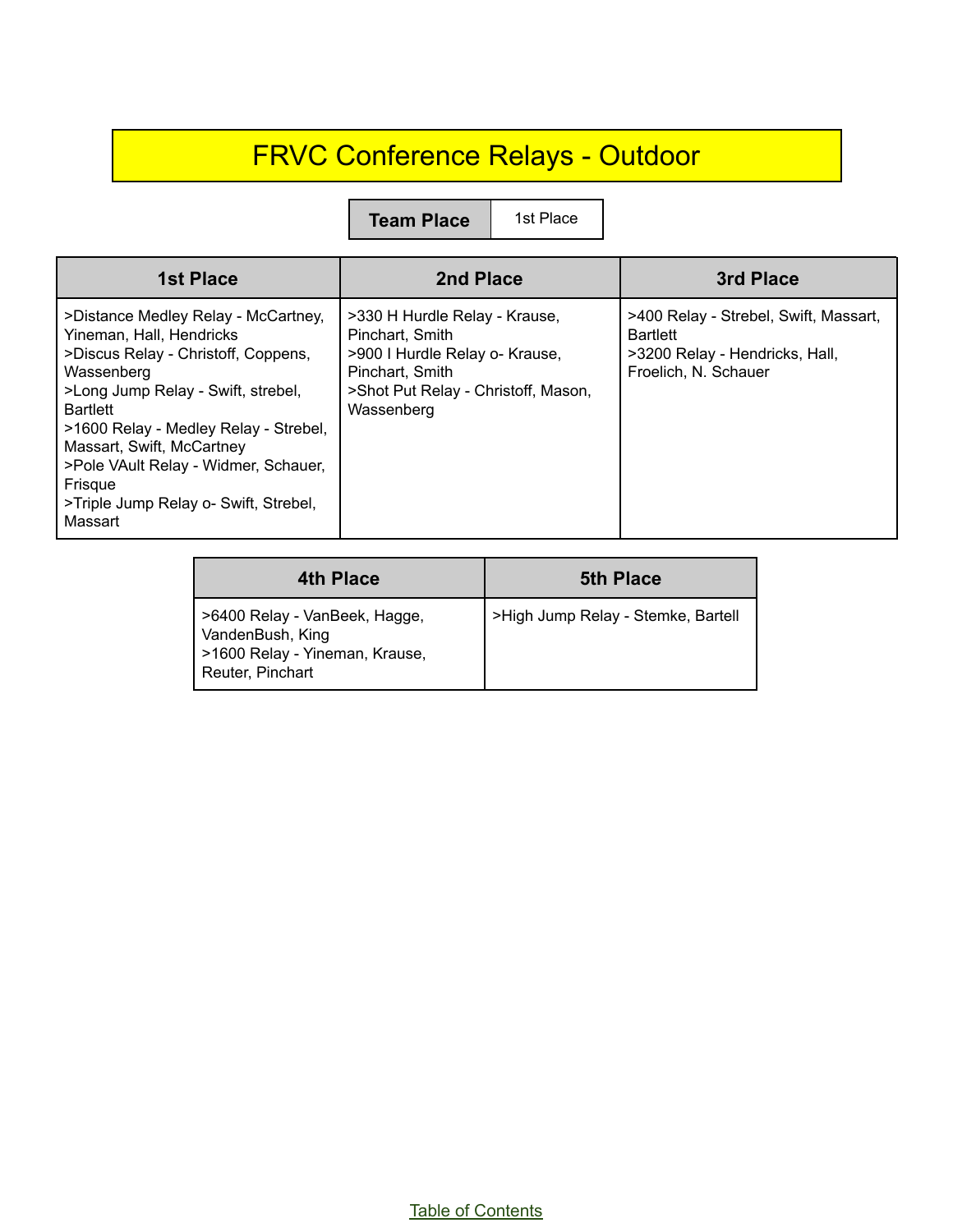# FRVC Conference Relays - Outdoor

| Team Place | 1st Place |
|---|---|

| 1st Place | 2nd Place | 3rd Place |
|---|---|---|
| >Distance Medley Relay - McCartney, Yineman, Hall, Hendricks<br>>Discus Relay - Christoff, Coppens, Wassenberg<br>>Long Jump Relay - Swift, strebel, Bartlett<br>>1600 Relay - Medley Relay - Strebel, Massart, Swift, McCartney<br>>Pole VAult Relay - Widmer, Schauer, Frisque<br>>Triple Jump Relay o- Swift, Strebel, Massart | >330 H Hurdle Relay - Krause, Pinchart, Smith<br>>900 I Hurdle Relay o- Krause, Pinchart, Smith<br>>Shot Put Relay - Christoff, Mason, Wassenberg | >400 Relay - Strebel, Swift, Massart, Bartlett<br>>3200 Relay - Hendricks, Hall, Froelich, N. Schauer |

| 4th Place | 5th Place |
|---|---|
| >6400 Relay - VanBeek, Hagge, VandenBush, King<br>>1600 Relay - Yineman, Krause, Reuter, Pinchart | >High Jump Relay - Stemke, Bartell |

Table of Contents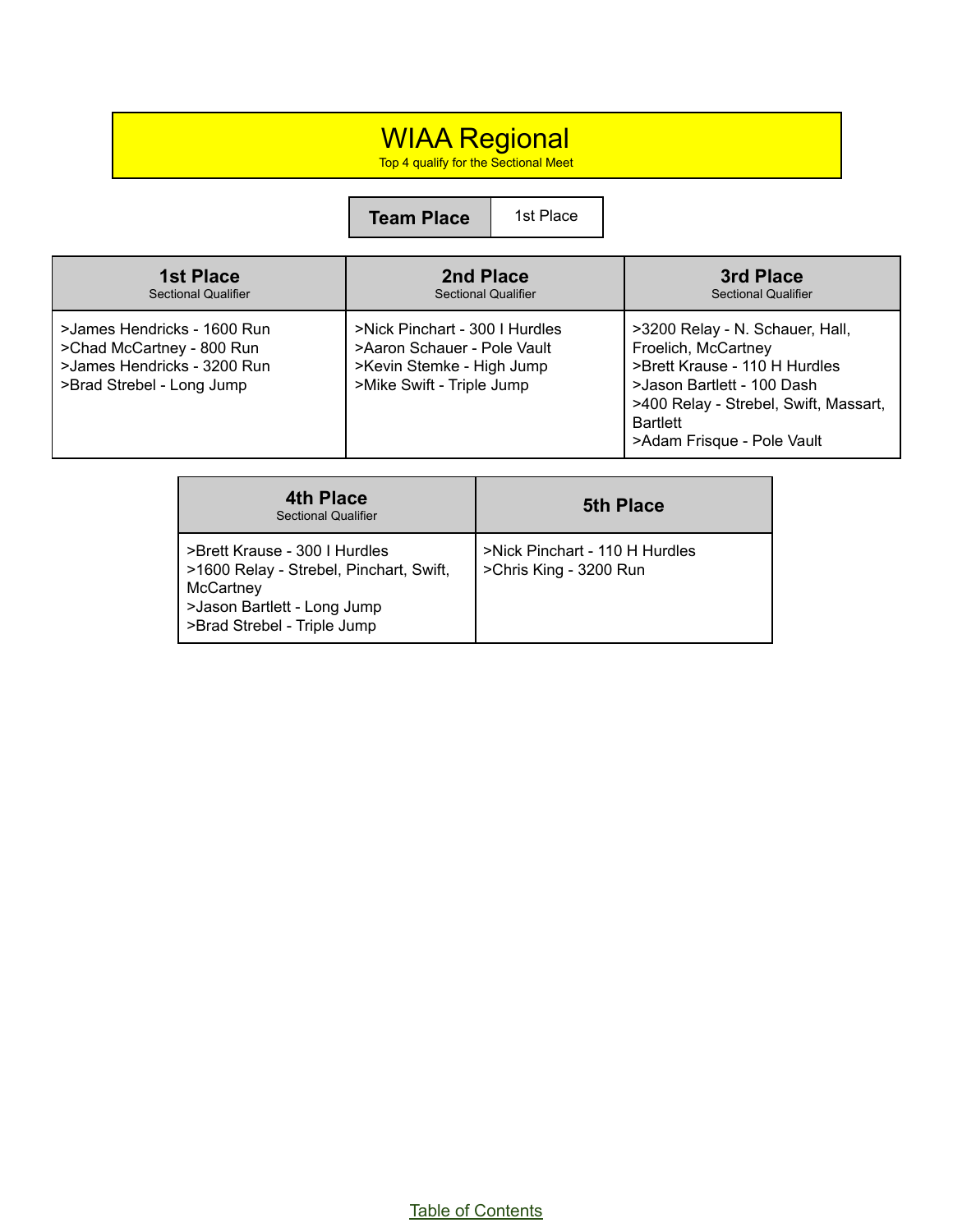# WIAA Regional

Top 4 qualify for the Sectional Meet

| **Team Place** | 1st Place |
|---|---|

| **1st Place** Sectional Qualifier | **2nd Place** Sectional Qualifier | **3rd Place** Sectional Qualifier |
|---|---|---|
| >James Hendricks - 1600 Run<br>>Chad McCartney - 800 Run<br>>James Hendricks - 3200 Run<br>>Brad Strebel - Long Jump | >Nick Pinchart - 300 I Hurdles<br>>Aaron Schauer - Pole Vault<br>>Kevin Stemke - High Jump<br>>Mike Swift - Triple Jump | >3200 Relay - N. Schauer, Hall, Froelich, McCartney<br>>Brett Krause - 110 H Hurdles<br>>Jason Bartlett - 100 Dash<br>>400 Relay - Strebel, Swift, Massart, Bartlett<br>>Adam Frisque - Pole Vault |

| **4th Place** Sectional Qualifier | **5th Place** |
|---|---|
| >Brett Krause - 300 I Hurdles<br>>1600 Relay - Strebel, Pinchart, Swift, McCartney<br>>Jason Bartlett - Long Jump<br>>Brad Strebel - Triple Jump | >Nick Pinchart - 110 H Hurdles<br>>Chris King - 3200 Run |

Table of Contents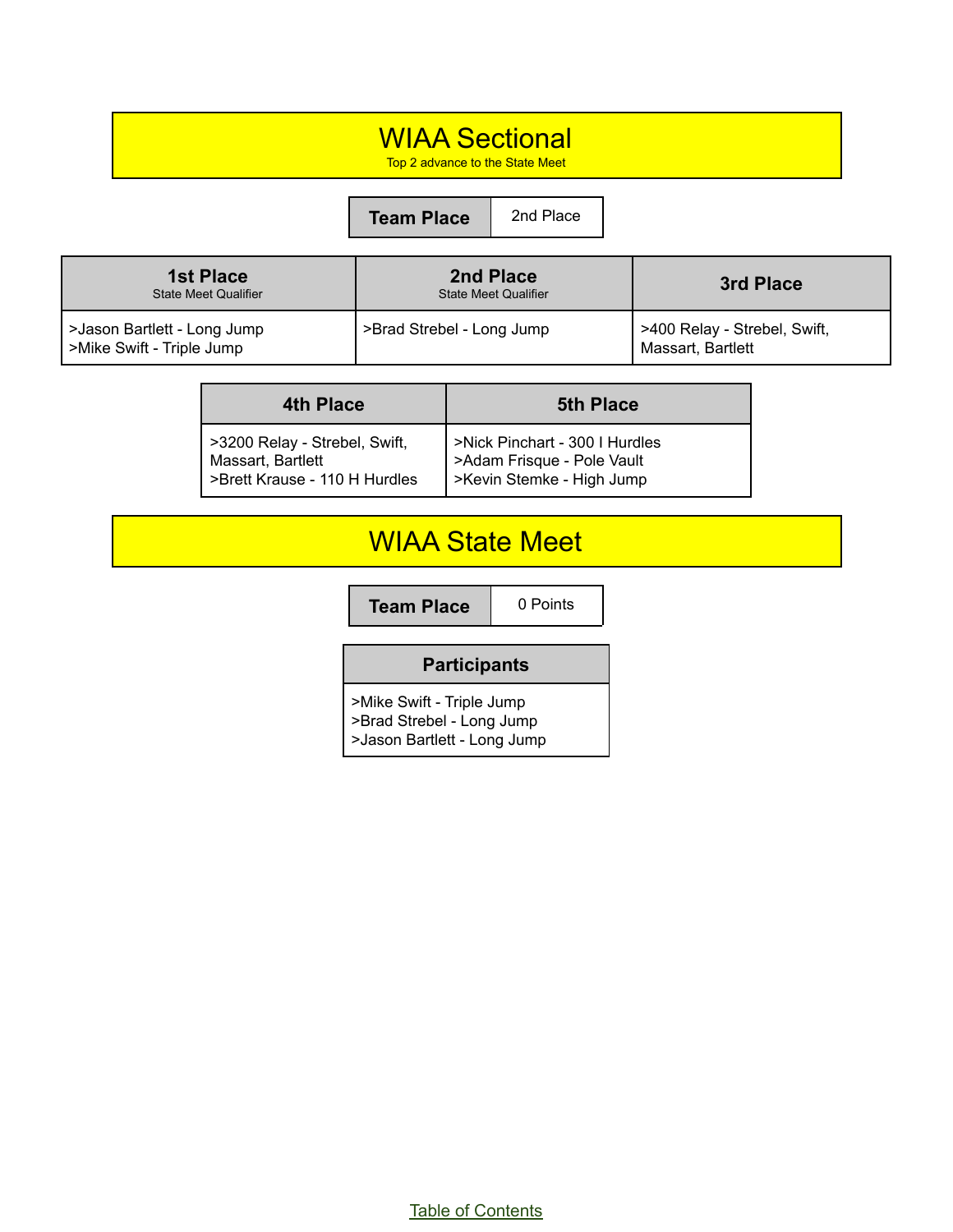# WIAA Sectional

Top 2 advance to the State Meet

| Team Place | 2nd Place |
| --- | --- |

| 1st Place<br>State Meet Qualifier | 2nd Place<br>State Meet Qualifier | 3rd Place |
| --- | --- | --- |
| >Jason Bartlett - Long Jump<br>>Mike Swift - Triple Jump | >Brad Strebel - Long Jump | >400 Relay - Strebel, Swift, Massart, Bartlett |

| 4th Place | 5th Place |
| --- | --- |
| >3200 Relay - Strebel, Swift, Massart, Bartlett<br>>Brett Krause - 110 H Hurdles | >Nick Pinchart - 300 I Hurdles<br>>Adam Frisque - Pole Vault<br>>Kevin Stemke - High Jump |

# WIAA State Meet

| Team Place | 0 Points |
| --- | --- |

| Participants |
| --- |
| >Mike Swift - Triple Jump<br>>Brad Strebel - Long Jump<br>>Jason Bartlett - Long Jump |

Table of Contents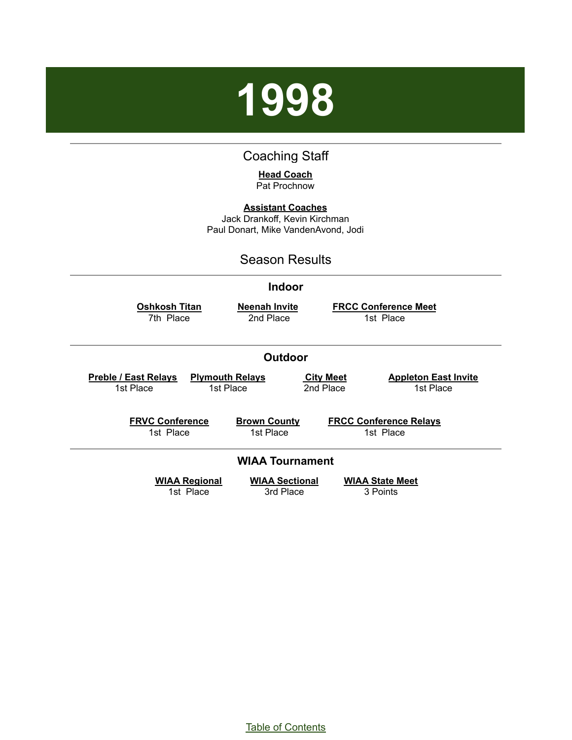# 1998

## Coaching Staff

**Head Coach**
Pat Prochnow

**Assistant Coaches**
Jack Drankoff, Kevin Kirchman
Paul Donart, Mike VandenAvond, Jodi

## Season Results

### Indoor

| Oshkosh Titan | Neenah Invite | FRCC Conference Meet |
|---|---|---|
| 7th Place | 2nd Place | 1st Place |

### Outdoor

| Preble / East Relays | Plymouth Relays | City Meet | Appleton East Invite |
|---|---|---|---|
| 1st Place | 1st Place | 2nd Place | 1st Place |

| FRVC Conference | Brown County | FRCC Conference Relays |
|---|---|---|
| 1st Place | 1st Place | 1st Place |

### WIAA Tournament

| WIAA Regional | WIAA Sectional | WIAA State Meet |
|---|---|---|
| 1st Place | 3rd Place | 3 Points |

Table of Contents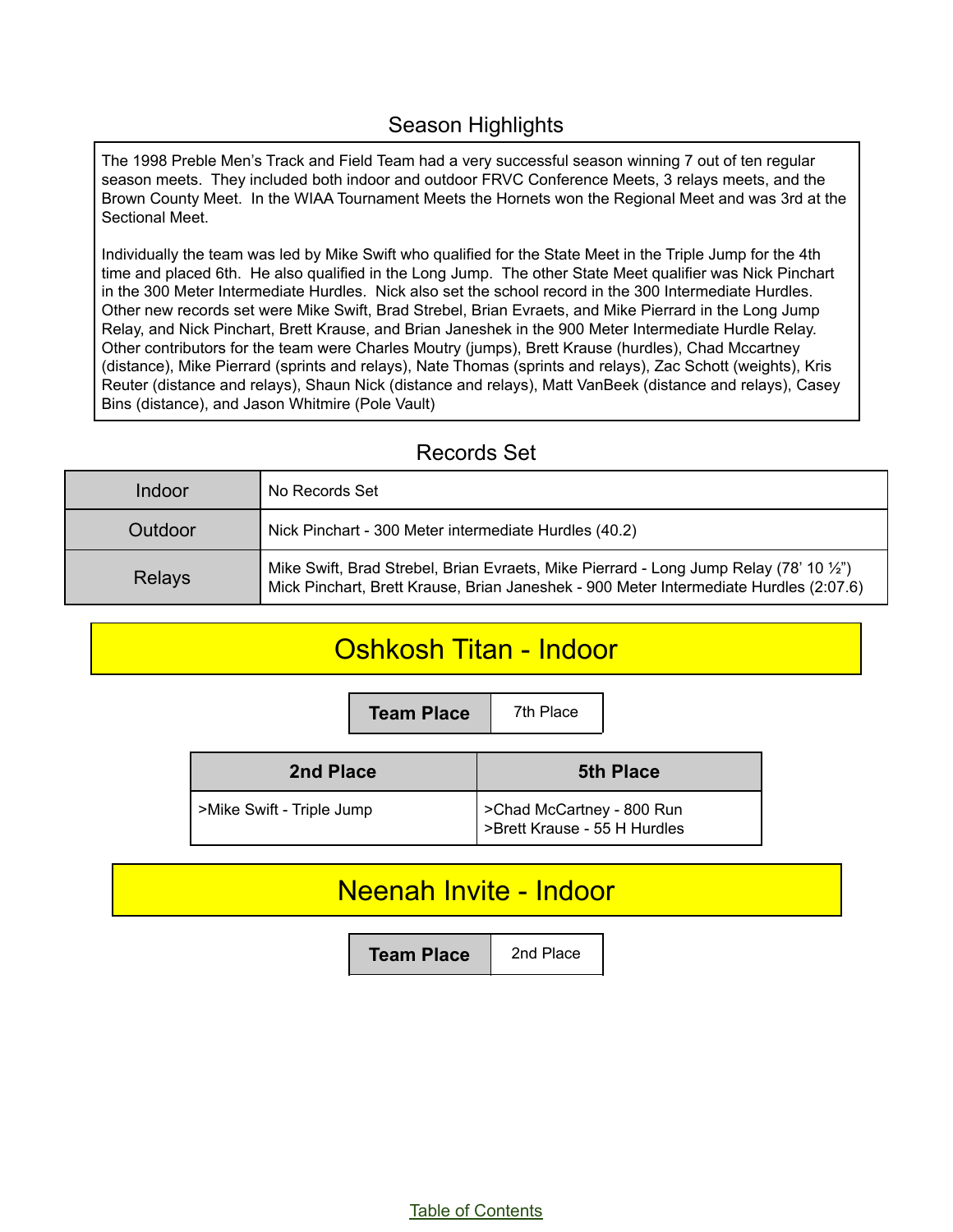## Season Highlights

The 1998 Preble Men's Track and Field Team had a very successful season winning 7 out of ten regular season meets. They included both indoor and outdoor FRVC Conference Meets, 3 relays meets, and the Brown County Meet. In the WIAA Tournament Meets the Hornets won the Regional Meet and was 3rd at the Sectional Meet.

Individually the team was led by Mike Swift who qualified for the State Meet in the Triple Jump for the 4th time and placed 6th. He also qualified in the Long Jump. The other State Meet qualifier was Nick Pinchart in the 300 Meter Intermediate Hurdles. Nick also set the school record in the 300 Intermediate Hurdles. Other new records set were Mike Swift, Brad Strebel, Brian Evraets, and Mike Pierrard in the Long Jump Relay, and Nick Pinchart, Brett Krause, and Brian Janeshek in the 900 Meter Intermediate Hurdle Relay. Other contributors for the team were Charles Moutry (jumps), Brett Krause (hurdles), Chad Mccartney (distance), Mike Pierrard (sprints and relays), Nate Thomas (sprints and relays), Zac Schott (weights), Kris Reuter (distance and relays), Shaun Nick (distance and relays), Matt VanBeek (distance and relays), Casey Bins (distance), and Jason Whitmire (Pole Vault)

## Records Set

| | |
|---|---|
| Indoor | No Records Set |
| Outdoor | Nick Pinchart - 300 Meter intermediate Hurdles (40.2) |
| Relays | Mike Swift, Brad Strebel, Brian Evraets, Mike Pierrard - Long Jump Relay (78' 10 ½")<br>Mick Pinchart, Brett Krause, Brian Janeshek - 900 Meter Intermediate Hurdles (2:07.6) |

## Oshkosh Titan - Indoor

| Team Place | 7th Place |
|---|---|

| 2nd Place | 5th Place |
|---|---|
| >Mike Swift - Triple Jump | >Chad McCartney - 800 Run<br>>Brett Krause - 55 H Hurdles |

## Neenah Invite - Indoor

| Team Place | 2nd Place |
|---|---|

Table of Contents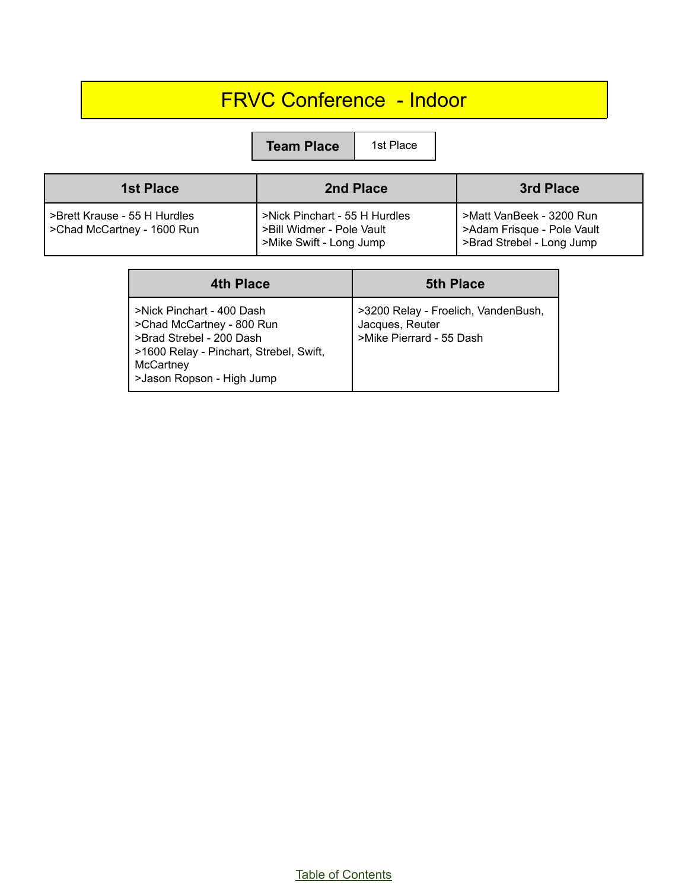# FRVC Conference - Indoor

| Team Place | 1st Place |
|---|---|

| 1st Place | 2nd Place | 3rd Place |
|---|---|---|
| >Brett Krause - 55 H Hurdles<br>>Chad McCartney - 1600 Run | >Nick Pinchart - 55 H Hurdles<br>>Bill Widmer - Pole Vault<br>>Mike Swift - Long Jump | >Matt VanBeek - 3200 Run<br>>Adam Frisque - Pole Vault<br>>Brad Strebel - Long Jump |

| 4th Place | 5th Place |
|---|---|
| >Nick Pinchart - 400 Dash<br>>Chad McCartney - 800 Run<br>>Brad Strebel - 200 Dash<br>>1600 Relay - Pinchart, Strebel, Swift, McCartney<br>>Jason Ropson - High Jump | >3200 Relay - Froelich, VandenBush, Jacques, Reuter<br>>Mike Pierrard - 55 Dash |

Table of Contents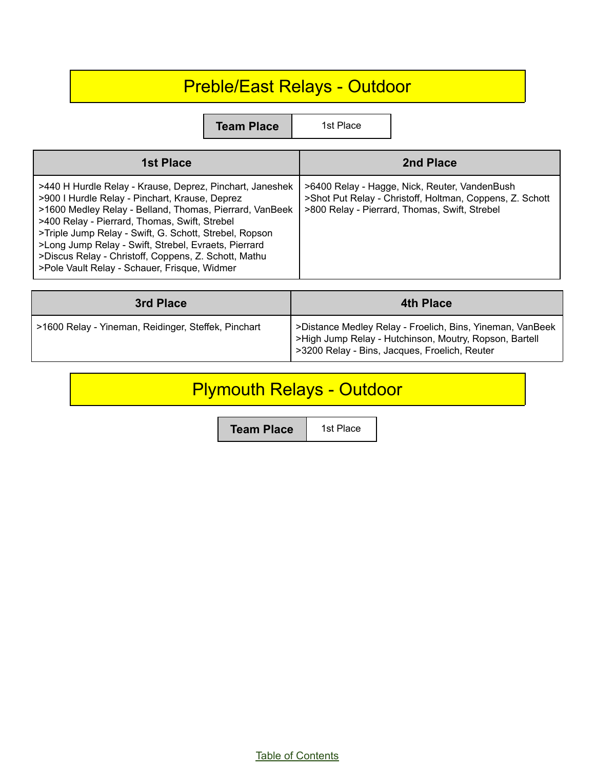# Preble/East Relays - Outdoor

| Team Place | 1st Place |
|---|---|

| 1st Place | 2nd Place |
|---|---|
| >440 H Hurdle Relay - Krause, Deprez, Pinchart, Janeshek<br>>900 I Hurdle Relay - Pinchart, Krause, Deprez<br>>1600 Medley Relay - Belland, Thomas, Pierrard, VanBeek<br>>400 Relay - Pierrard, Thomas, Swift, Strebel<br>>Triple Jump Relay - Swift, G. Schott, Strebel, Ropson<br>>Long Jump Relay - Swift, Strebel, Evraets, Pierrard<br>>Discus Relay - Christoff, Coppens, Z. Schott, Mathu<br>>Pole Vault Relay - Schauer, Frisque, Widmer | >6400 Relay - Hagge, Nick, Reuter, VandenBush<br>>Shot Put Relay - Christoff, Holtman, Coppens, Z. Schott<br>>800 Relay - Pierrard, Thomas, Swift, Strebel |

| 3rd Place | 4th Place |
|---|---|
| >1600 Relay - Yineman, Reidinger, Steffek, Pinchart | >Distance Medley Relay - Froelich, Bins, Yineman, VanBeek<br>>High Jump Relay - Hutchinson, Moutry, Ropson, Bartell<br>>3200 Relay - Bins, Jacques, Froelich, Reuter |

# Plymouth Relays - Outdoor

| Team Place | 1st Place |
|---|---|

Table of Contents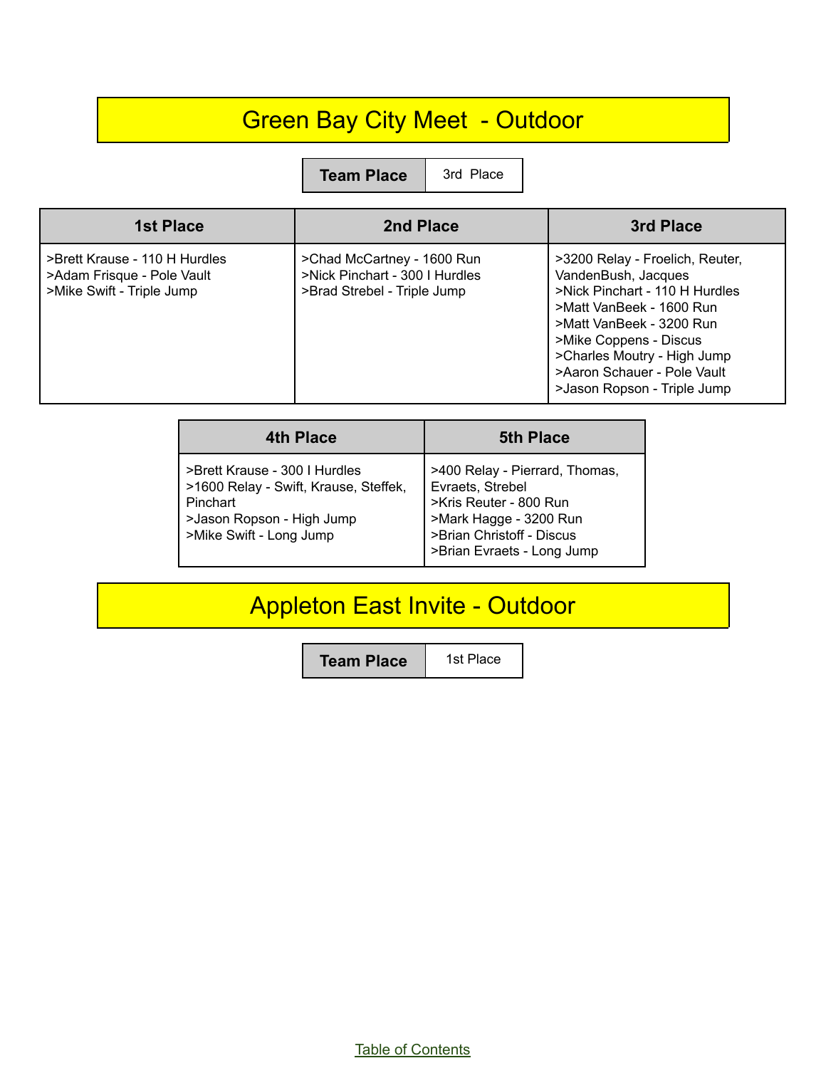# Green Bay City Meet - Outdoor

| Team Place | 3rd Place |
| --- | --- |

| 1st Place | 2nd Place | 3rd Place |
| --- | --- | --- |
| >Brett Krause - 110 H Hurdles<br>>Adam Frisque - Pole Vault<br>>Mike Swift - Triple Jump | >Chad McCartney - 1600 Run<br>>Nick Pinchart - 300 I Hurdles<br>>Brad Strebel - Triple Jump | >3200 Relay - Froelich, Reuter, VandenBush, Jacques<br>>Nick Pinchart - 110 H Hurdles<br>>Matt VanBeek - 1600 Run<br>>Matt VanBeek - 3200 Run<br>>Mike Coppens - Discus<br>>Charles Moutry - High Jump<br>>Aaron Schauer - Pole Vault<br>>Jason Ropson - Triple Jump |

| 4th Place | 5th Place |
| --- | --- |
| >Brett Krause - 300 I Hurdles<br>>1600 Relay - Swift, Krause, Steffek, Pinchart<br>>Jason Ropson - High Jump<br>>Mike Swift - Long Jump | >400 Relay - Pierrard, Thomas, Evraets, Strebel<br>>Kris Reuter - 800 Run<br>>Mark Hagge - 3200 Run<br>>Brian Christoff - Discus<br>>Brian Evraets - Long Jump |

# Appleton East Invite - Outdoor

| Team Place | 1st Place |
| --- | --- |

Table of Contents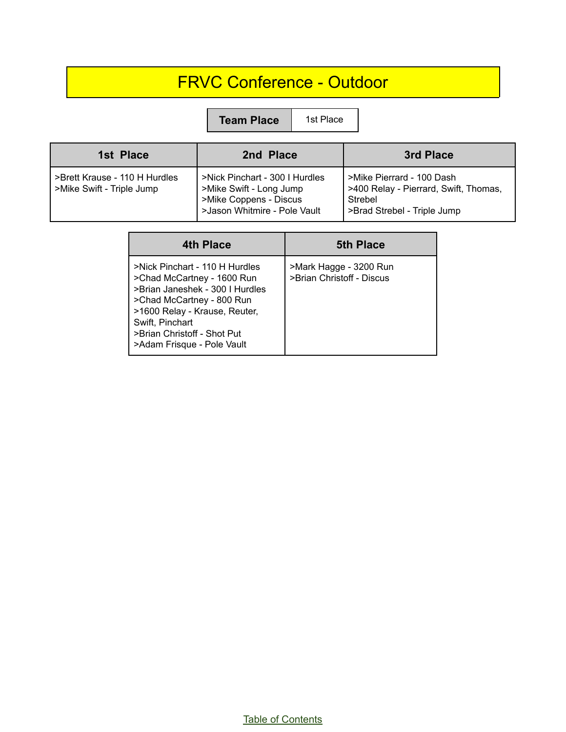# FRVC Conference - Outdoor

| Team Place | 1st Place |
|---|---|

| 1st Place | 2nd Place | 3rd Place |
|---|---|---|
| >Brett Krause - 110 H Hurdles<br>>Mike Swift - Triple Jump | >Nick Pinchart - 300 I Hurdles<br>>Mike Swift - Long Jump<br>>Mike Coppens - Discus<br>>Jason Whitmire - Pole Vault | >Mike Pierrard - 100 Dash<br>>400 Relay - Pierrard, Swift, Thomas, Strebel<br>>Brad Strebel - Triple Jump |

| 4th Place | 5th Place |
|---|---|
| >Nick Pinchart - 110 H Hurdles<br>>Chad McCartney - 1600 Run<br>>Brian Janeshek - 300 I Hurdles<br>>Chad McCartney - 800 Run<br>>1600 Relay - Krause, Reuter, Swift, Pinchart<br>>Brian Christoff - Shot Put<br>>Adam Frisque - Pole Vault | >Mark Hagge - 3200 Run<br>>Brian Christoff - Discus |

Table of Contents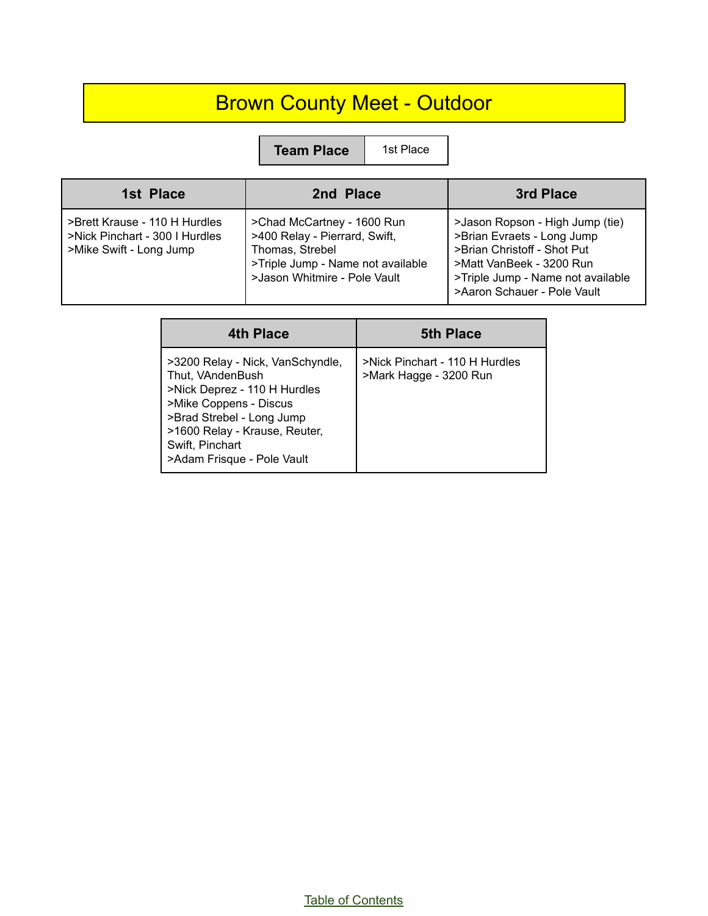# Brown County Meet - Outdoor

| Team Place | 1st Place |
|---|---|

| 1st Place | 2nd Place | 3rd Place |
|---|---|---|
| >Brett Krause - 110 H Hurdles<br>>Nick Pinchart - 300 I Hurdles<br>>Mike Swift - Long Jump | >Chad McCartney - 1600 Run<br>>400 Relay - Pierrard, Swift, Thomas, Strebel<br>>Triple Jump - Name not available<br>>Jason Whitmire - Pole Vault | >Jason Ropson - High Jump (tie)<br>>Brian Evraets - Long Jump<br>>Brian Christoff - Shot Put<br>>Matt VanBeek - 3200 Run<br>>Triple Jump - Name not available<br>>Aaron Schauer - Pole Vault |

| 4th Place | 5th Place |
|---|---|
| >3200 Relay - Nick, VanSchyndle, Thut, VAndenBush<br>>Nick Deprez - 110 H Hurdles<br>>Mike Coppens - Discus<br>>Brad Strebel - Long Jump<br>>1600 Relay - Krause, Reuter, Swift, Pinchart<br>>Adam Frisque - Pole Vault | >Nick Pinchart - 110 H Hurdles<br>>Mark Hagge - 3200 Run |

Table of Contents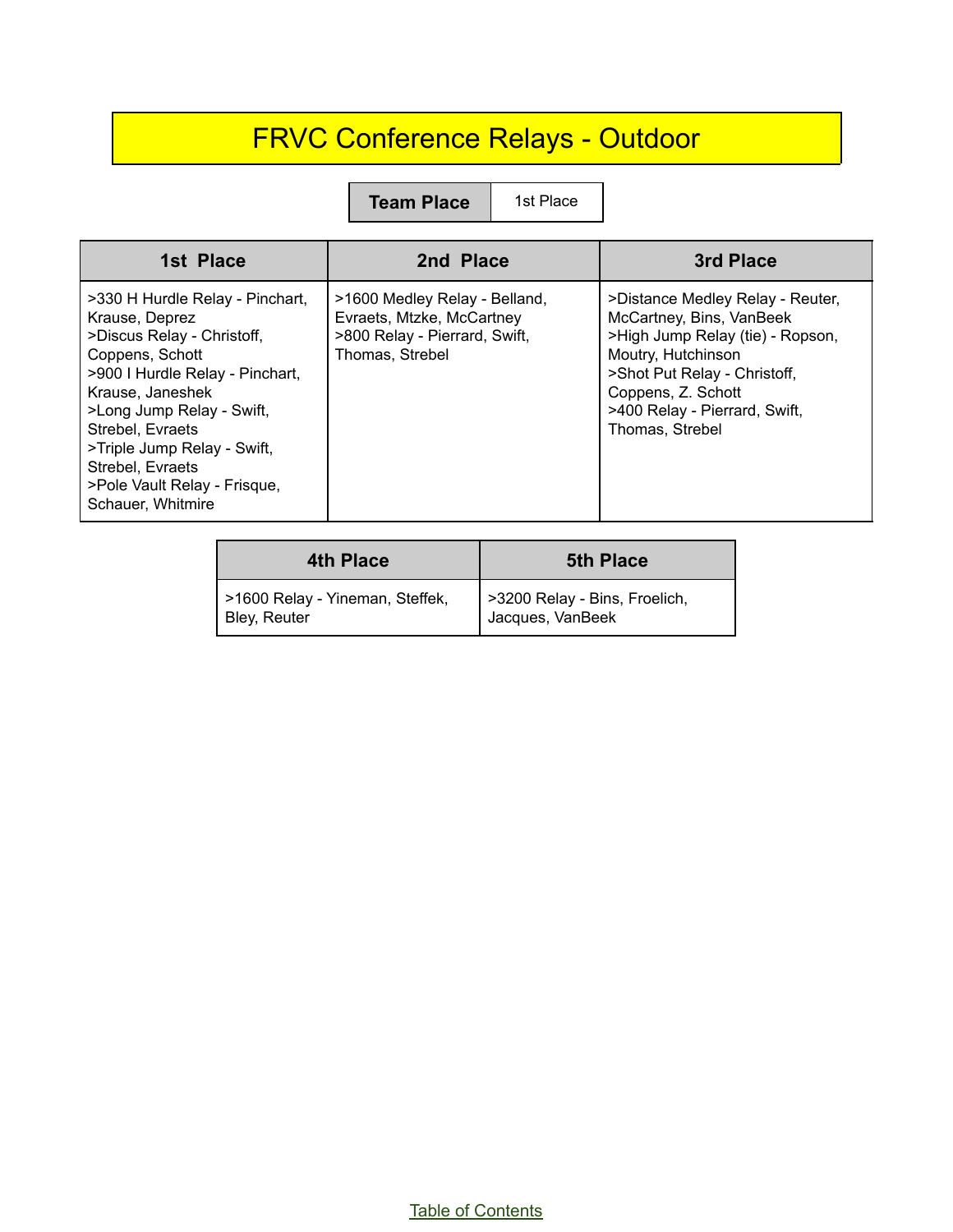# FRVC Conference Relays - Outdoor

| Team Place | 1st Place |
|---|---|

| 1st Place | 2nd Place | 3rd Place |
|---|---|---|
| >330 H Hurdle Relay - Pinchart, Krause, Deprez<br>>Discus Relay - Christoff, Coppens, Schott<br>>900 I Hurdle Relay - Pinchart, Krause, Janeshek<br>>Long Jump Relay - Swift, Strebel, Evraets<br>>Triple Jump Relay - Swift, Strebel, Evraets<br>>Pole Vault Relay - Frisque, Schauer, Whitmire | >1600 Medley Relay - Belland, Evraets, Mtzke, McCartney<br>>800 Relay - Pierrard, Swift, Thomas, Strebel | >Distance Medley Relay - Reuter, McCartney, Bins, VanBeek<br>>High Jump Relay (tie) - Ropson, Moutry, Hutchinson<br>>Shot Put Relay - Christoff, Coppens, Z. Schott<br>>400 Relay - Pierrard, Swift, Thomas, Strebel |

| 4th Place | 5th Place |
|---|---|
| >1600 Relay - Yineman, Steffek, Bley, Reuter | >3200 Relay - Bins, Froelich, Jacques, VanBeek |

Table of Contents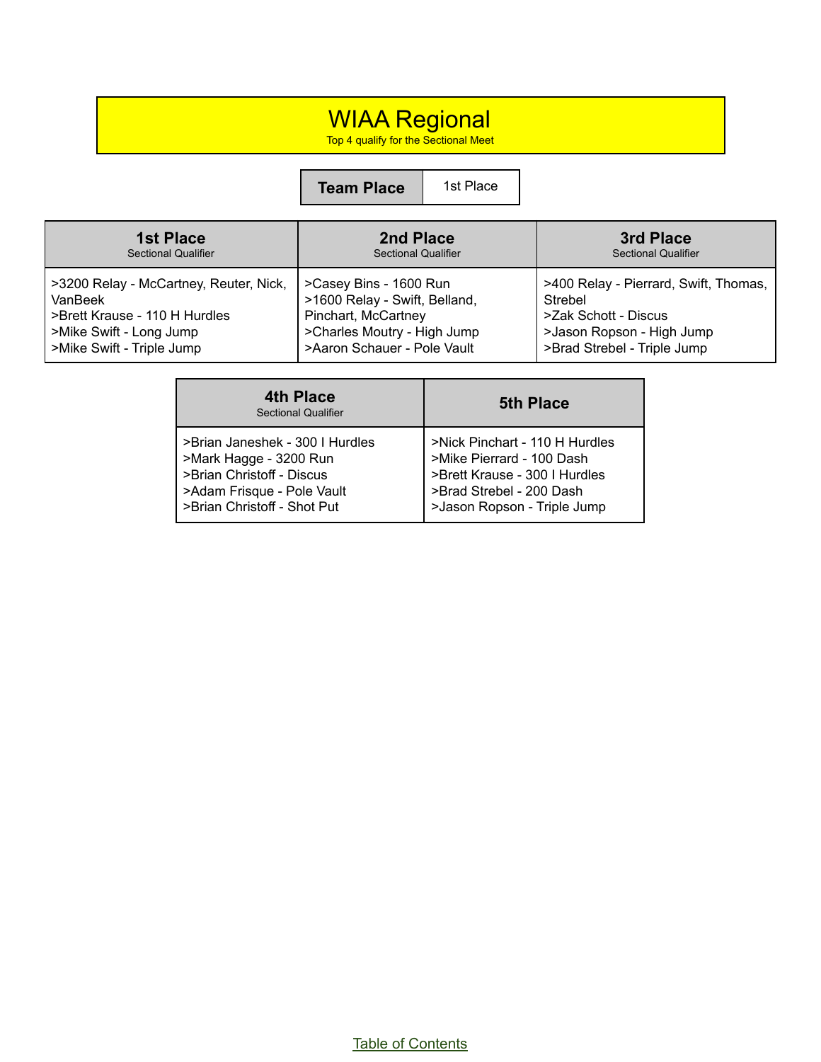# WIAA Regional

Top 4 qualify for the Sectional Meet

| Team Place | 1st Place |
| --- | --- |

| 1st Place<br>Sectional Qualifier | 2nd Place<br>Sectional Qualifier | 3rd Place<br>Sectional Qualifier |
| --- | --- | --- |
| >3200 Relay - McCartney, Reuter, Nick, VanBeek<br>>Brett Krause - 110 H Hurdles<br>>Mike Swift - Long Jump<br>>Mike Swift - Triple Jump | >Casey Bins - 1600 Run<br>>1600 Relay - Swift, Belland, Pinchart, McCartney<br>>Charles Moutry - High Jump<br>>Aaron Schauer - Pole Vault | >400 Relay - Pierrard, Swift, Thomas, Strebel<br>>Zak Schott - Discus<br>>Jason Ropson - High Jump<br>>Brad Strebel - Triple Jump |

| 4th Place<br>Sectional Qualifier | 5th Place |
| --- | --- |
| >Brian Janeshek - 300 I Hurdles<br>>Mark Hagge - 3200 Run<br>>Brian Christoff - Discus<br>>Adam Frisque - Pole Vault<br>>Brian Christoff - Shot Put | >Nick Pinchart - 110 H Hurdles<br>>Mike Pierrard - 100 Dash<br>>Brett Krause - 300 I Hurdles<br>>Brad Strebel - 200 Dash<br>>Jason Ropson - Triple Jump |

Table of Contents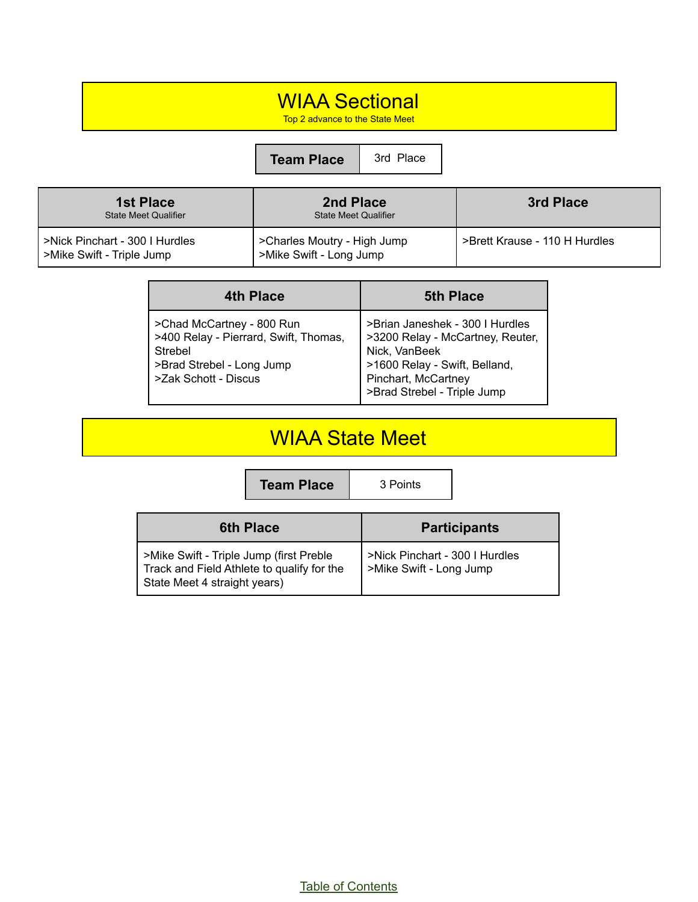# WIAA Sectional

Top 2 advance to the State Meet

| Team Place | 3rd Place |
|---|---|

| 1st Place State Meet Qualifier | 2nd Place State Meet Qualifier | 3rd Place |
|---|---|---|
| >Nick Pinchart - 300 I Hurdles<br>>Mike Swift - Triple Jump | >Charles Moutry - High Jump<br>>Mike Swift - Long Jump | >Brett Krause - 110 H Hurdles |

| 4th Place | 5th Place |
|---|---|
| >Chad McCartney - 800 Run<br>>400 Relay - Pierrard, Swift, Thomas, Strebel<br>>Brad Strebel - Long Jump<br>>Zak Schott - Discus | >Brian Janeshek - 300 I Hurdles<br>>3200 Relay - McCartney, Reuter, Nick, VanBeek<br>>1600 Relay - Swift, Belland, Pinchart, McCartney<br>>Brad Strebel - Triple Jump |

# WIAA State Meet

| Team Place | 3 Points |
|---|---|

| 6th Place | Participants |
|---|---|
| >Mike Swift - Triple Jump (first Preble Track and Field Athlete to qualify for the State Meet 4 straight years) | >Nick Pinchart - 300 I Hurdles<br>>Mike Swift - Long Jump |

Table of Contents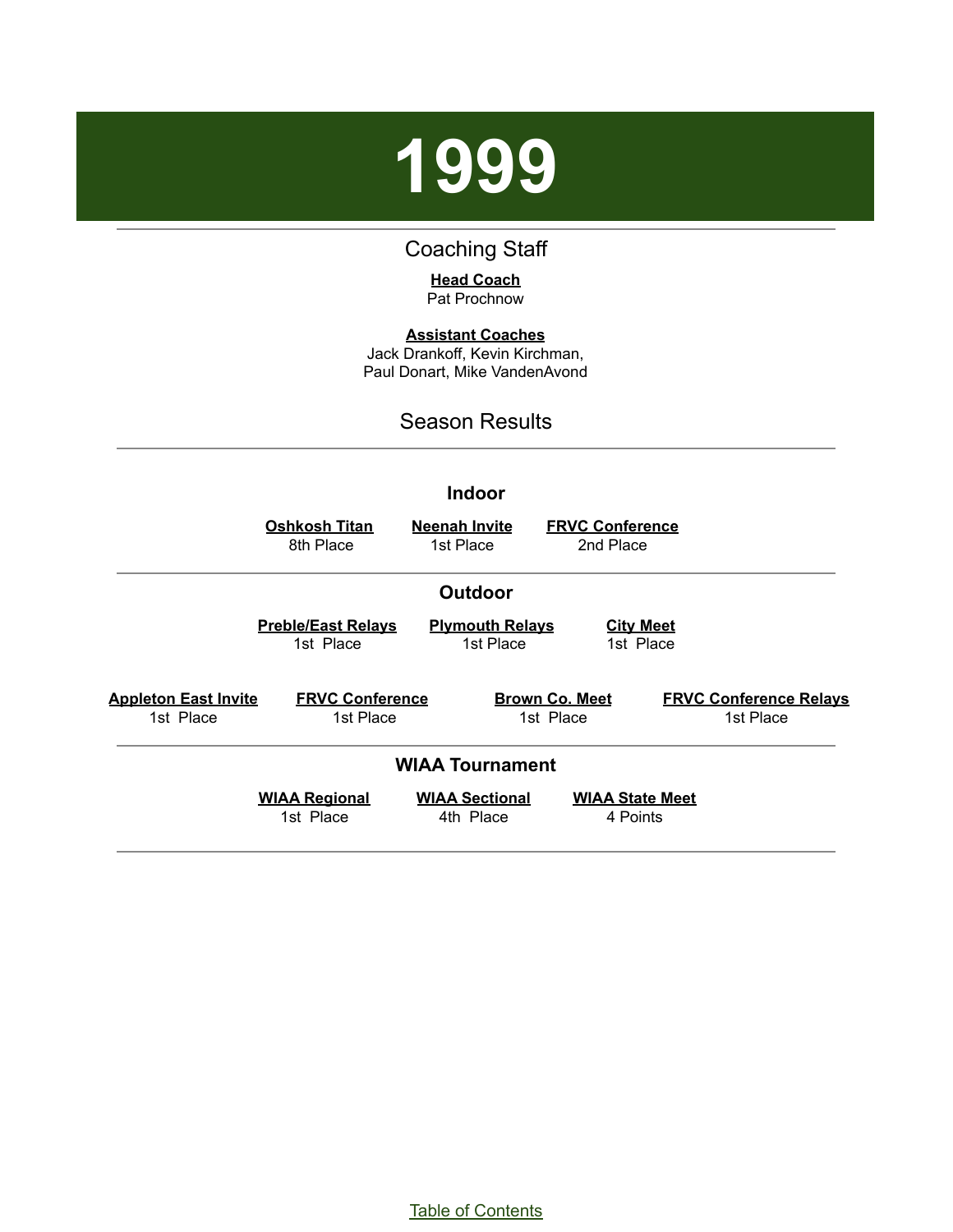# 1999

## Coaching Staff

**Head Coach**
Pat Prochnow

**Assistant Coaches**
Jack Drankoff, Kevin Kirchman,
Paul Donart, Mike VandenAvond

## Season Results

### Indoor

| Oshkosh Titan | Neenah Invite | FRVC Conference |
| --- | --- | --- |
| 8th Place | 1st Place | 2nd Place |

### Outdoor

| Preble/East Relays | Plymouth Relays | City Meet |
| --- | --- | --- |
| 1st Place | 1st Place | 1st Place |

| Appleton East Invite | FRVC Conference | Brown Co. Meet | FRVC Conference Relays |
| --- | --- | --- | --- |
| 1st Place | 1st Place | 1st Place | 1st Place |

### WIAA Tournament

| WIAA Regional | WIAA Sectional | WIAA State Meet |
| --- | --- | --- |
| 1st Place | 4th Place | 4 Points |

Table of Contents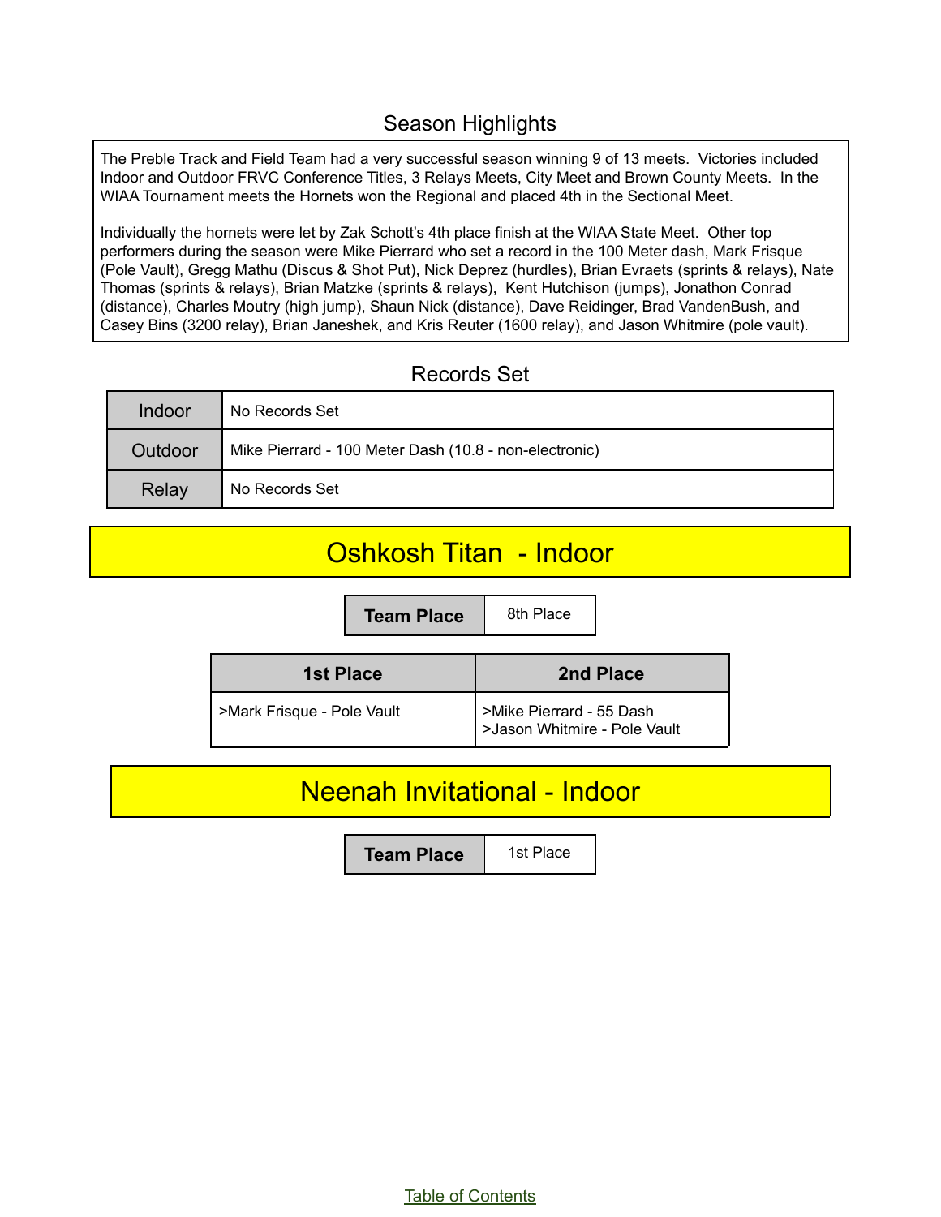## Season Highlights

The Preble Track and Field Team had a very successful season winning 9 of 13 meets. Victories included Indoor and Outdoor FRVC Conference Titles, 3 Relays Meets, City Meet and Brown County Meets. In the WIAA Tournament meets the Hornets won the Regional and placed 4th in the Sectional Meet.

Individually the hornets were let by Zak Schott's 4th place finish at the WIAA State Meet. Other top performers during the season were Mike Pierrard who set a record in the 100 Meter dash, Mark Frisque (Pole Vault), Gregg Mathu (Discus & Shot Put), Nick Deprez (hurdles), Brian Evraets (sprints & relays), Nate Thomas (sprints & relays), Brian Matzke (sprints & relays), Kent Hutchison (jumps), Jonathon Conrad (distance), Charles Moutry (high jump), Shaun Nick (distance), Dave Reidinger, Brad VandenBush, and Casey Bins (3200 relay), Brian Janeshek, and Kris Reuter (1600 relay), and Jason Whitmire (pole vault).

## Records Set

| | |
|---|---|
| Indoor | No Records Set |
| Outdoor | Mike Pierrard - 100 Meter Dash (10.8 - non-electronic) |
| Relay | No Records Set |

## Oshkosh Titan - Indoor

| Team Place | 8th Place |
|---|---|

| 1st Place | 2nd Place |
|---|---|
| >Mark Frisque - Pole Vault | >Mike Pierrard - 55 Dash<br>>Jason Whitmire - Pole Vault |

## Neenah Invitational - Indoor

| Team Place | 1st Place |
|---|---|

Table of Contents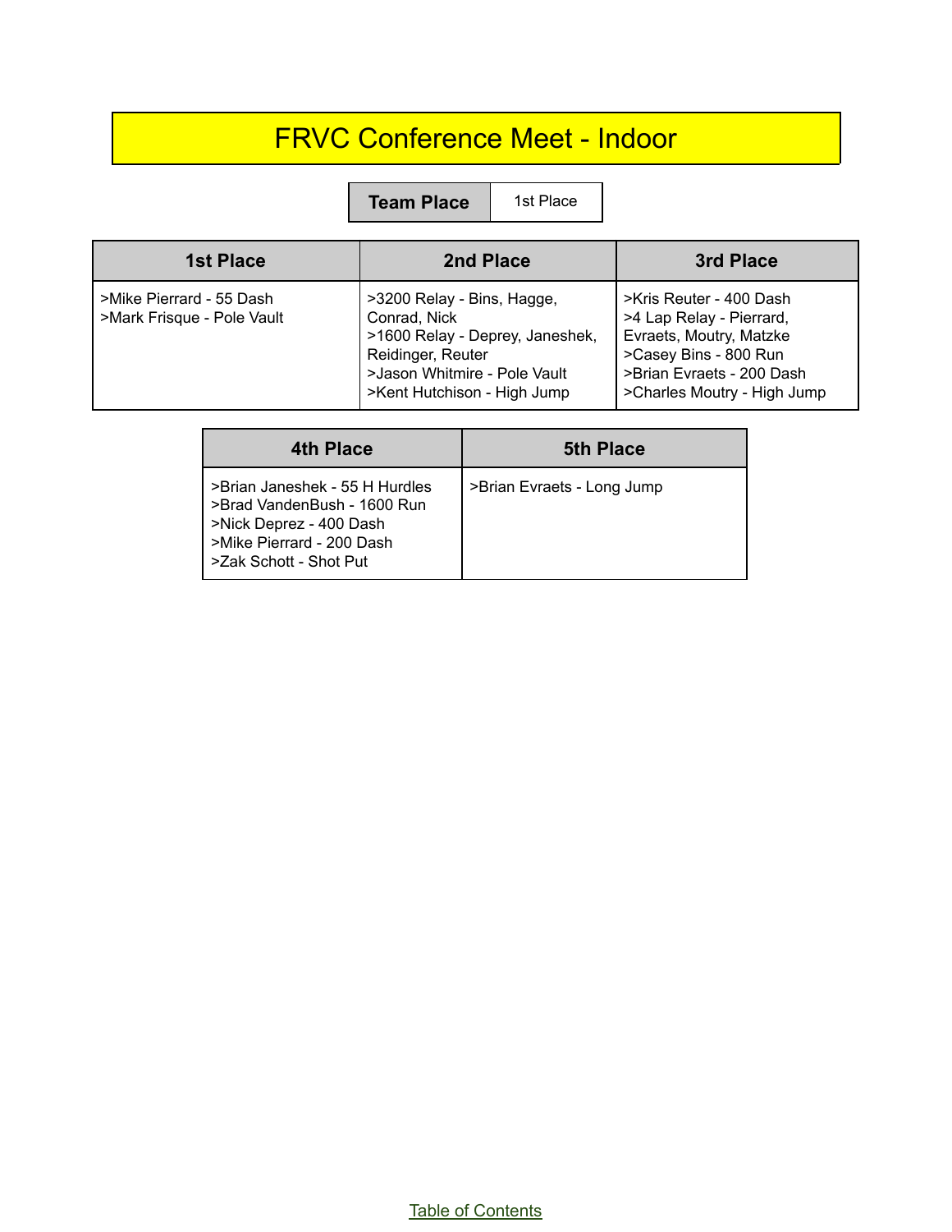# FRVC Conference Meet - Indoor

| Team Place | 1st Place |
|---|---|

| 1st Place | 2nd Place | 3rd Place |
|---|---|---|
| >Mike Pierrard - 55 Dash<br>>Mark Frisque - Pole Vault | >3200 Relay - Bins, Hagge, Conrad, Nick<br>>1600 Relay - Deprey, Janeshek, Reidinger, Reuter<br>>Jason Whitmire - Pole Vault<br>>Kent Hutchison - High Jump | >Kris Reuter - 400 Dash<br>>4 Lap Relay - Pierrard, Evraets, Moutry, Matzke<br>>Casey Bins - 800 Run<br>>Brian Evraets - 200 Dash<br>>Charles Moutry - High Jump |

| 4th Place | 5th Place |
|---|---|
| >Brian Janeshek - 55 H Hurdles<br>>Brad VandenBush - 1600 Run<br>>Nick Deprez - 400 Dash<br>>Mike Pierrard - 200 Dash<br>>Zak Schott - Shot Put | >Brian Evraets - Long Jump |

Table of Contents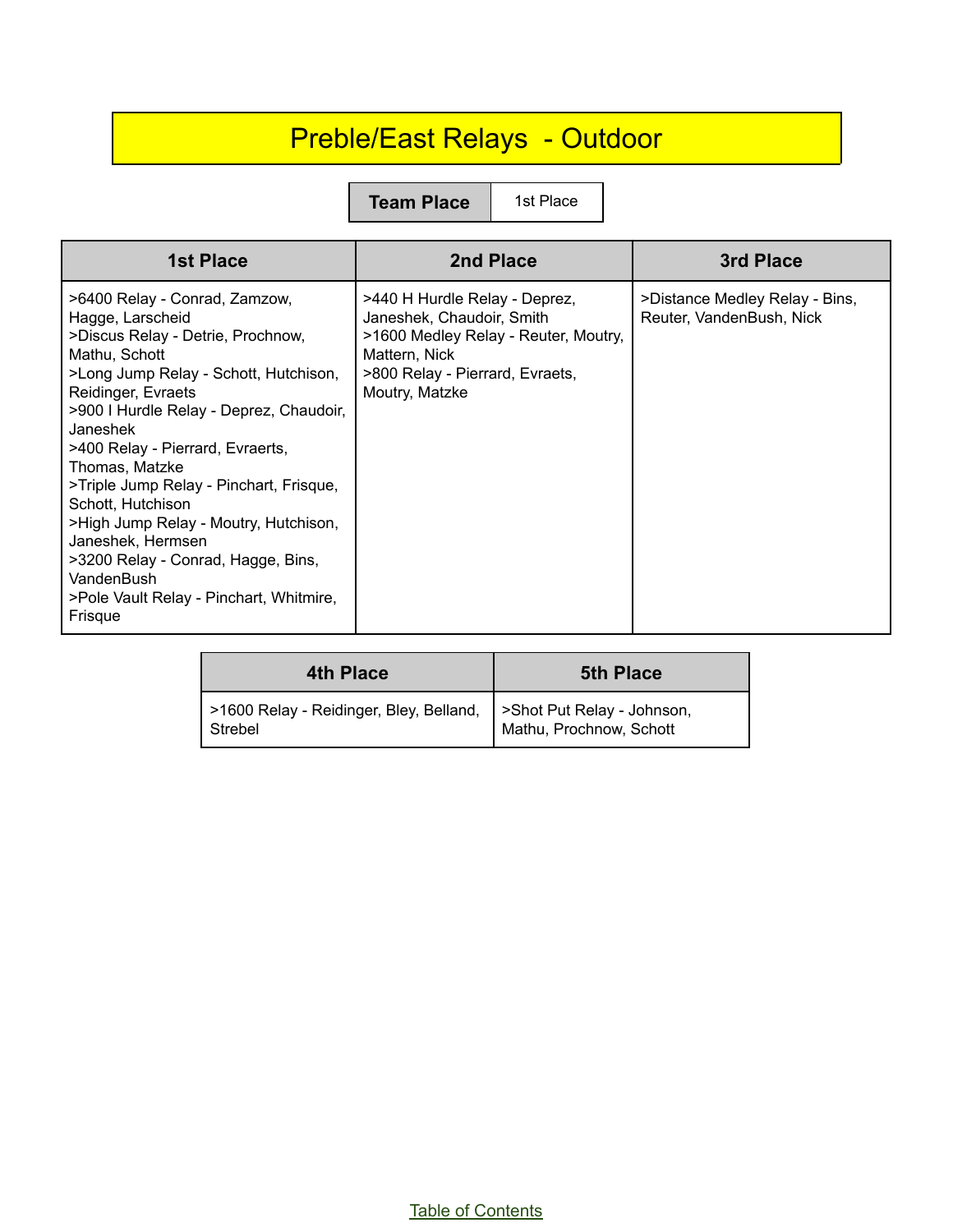# Preble/East Relays - Outdoor

| Team Place | 1st Place |
|---|---|

| 1st Place | 2nd Place | 3rd Place |
|---|---|---|
| >6400 Relay - Conrad, Zamzow, Hagge, Larscheid<br>>Discus Relay - Detrie, Prochnow, Mathu, Schott<br>>Long Jump Relay - Schott, Hutchison, Reidinger, Evraets<br>>900 I Hurdle Relay - Deprez, Chaudoir, Janeshek<br>>400 Relay - Pierrard, Evraerts, Thomas, Matzke<br>>Triple Jump Relay - Pinchart, Frisque, Schott, Hutchison<br>>High Jump Relay - Moutry, Hutchison, Janeshek, Hermsen<br>>3200 Relay - Conrad, Hagge, Bins, VandenBush<br>>Pole Vault Relay - Pinchart, Whitmire, Frisque | >440 H Hurdle Relay - Deprez, Janeshek, Chaudoir, Smith<br>>1600 Medley Relay - Reuter, Moutry, Mattern, Nick<br>>800 Relay - Pierrard, Evraets, Moutry, Matzke | >Distance Medley Relay - Bins, Reuter, VandenBush, Nick |

| 4th Place | 5th Place |
|---|---|
| >1600 Relay - Reidinger, Bley, Belland, Strebel | >Shot Put Relay - Johnson, Mathu, Prochnow, Schott |

Table of Contents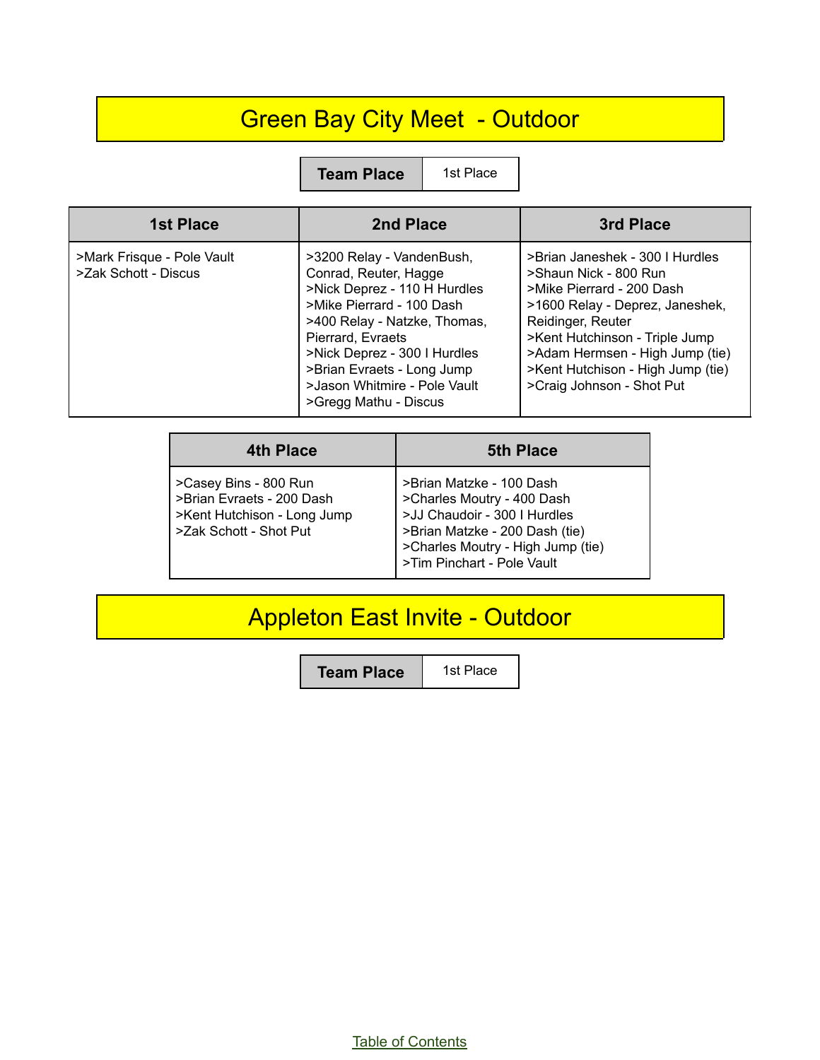# Green Bay City Meet - Outdoor

| Team Place | 1st Place |
|---|---|

| 1st Place | 2nd Place | 3rd Place |
|---|---|---|
| >Mark Frisque - Pole Vault<br>>Zak Schott - Discus | >3200 Relay - VandenBush, Conrad, Reuter, Hagge<br>>Nick Deprez - 110 H Hurdles<br>>Mike Pierrard - 100 Dash<br>>400 Relay - Natzke, Thomas, Pierrard, Evraets<br>>Nick Deprez - 300 I Hurdles<br>>Brian Evraets - Long Jump<br>>Jason Whitmire - Pole Vault<br>>Gregg Mathu - Discus | >Brian Janeshek - 300 I Hurdles<br>>Shaun Nick - 800 Run<br>>Mike Pierrard - 200 Dash<br>>1600 Relay - Deprez, Janeshek, Reidinger, Reuter<br>>Kent Hutchinson - Triple Jump<br>>Adam Hermsen - High Jump (tie)<br>>Kent Hutchison - High Jump (tie)<br>>Craig Johnson - Shot Put |

| 4th Place | 5th Place |
|---|---|
| >Casey Bins - 800 Run<br>>Brian Evraets - 200 Dash<br>>Kent Hutchison - Long Jump<br>>Zak Schott - Shot Put | >Brian Matzke - 100 Dash<br>>Charles Moutry - 400 Dash<br>>JJ Chaudoir - 300 I Hurdles<br>>Brian Matzke - 200 Dash (tie)<br>>Charles Moutry - High Jump (tie)<br>>Tim Pinchart - Pole Vault |

# Appleton East Invite - Outdoor

| Team Place | 1st Place |
|---|---|

Table of Contents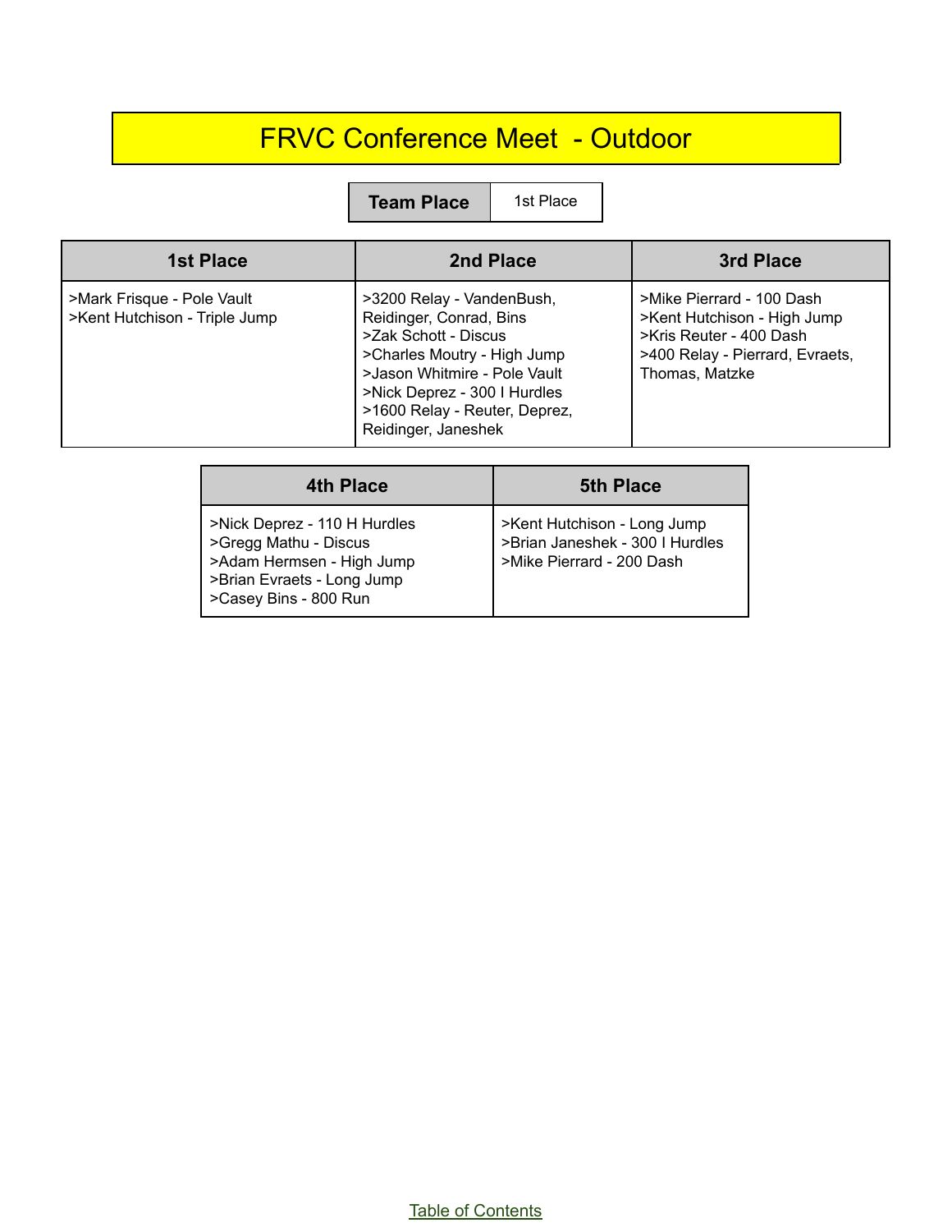# FRVC Conference Meet - Outdoor

| Team Place | 1st Place |
|---|---|

| 1st Place | 2nd Place | 3rd Place |
|---|---|---|
| >Mark Frisque - Pole Vault<br>>Kent Hutchison - Triple Jump | >3200 Relay - VandenBush, Reidinger, Conrad, Bins<br>>Zak Schott - Discus<br>>Charles Moutry - High Jump<br>>Jason Whitmire - Pole Vault<br>>Nick Deprez - 300 I Hurdles<br>>1600 Relay - Reuter, Deprez, Reidinger, Janeshek | >Mike Pierrard - 100 Dash<br>>Kent Hutchison - High Jump<br>>Kris Reuter - 400 Dash<br>>400 Relay - Pierrard, Evraets, Thomas, Matzke |

| 4th Place | 5th Place |
|---|---|
| >Nick Deprez - 110 H Hurdles<br>>Gregg Mathu - Discus<br>>Adam Hermsen - High Jump<br>>Brian Evraets - Long Jump<br>>Casey Bins - 800 Run | >Kent Hutchison - Long Jump<br>>Brian Janeshek - 300 I Hurdles<br>>Mike Pierrard - 200 Dash |

Table of Contents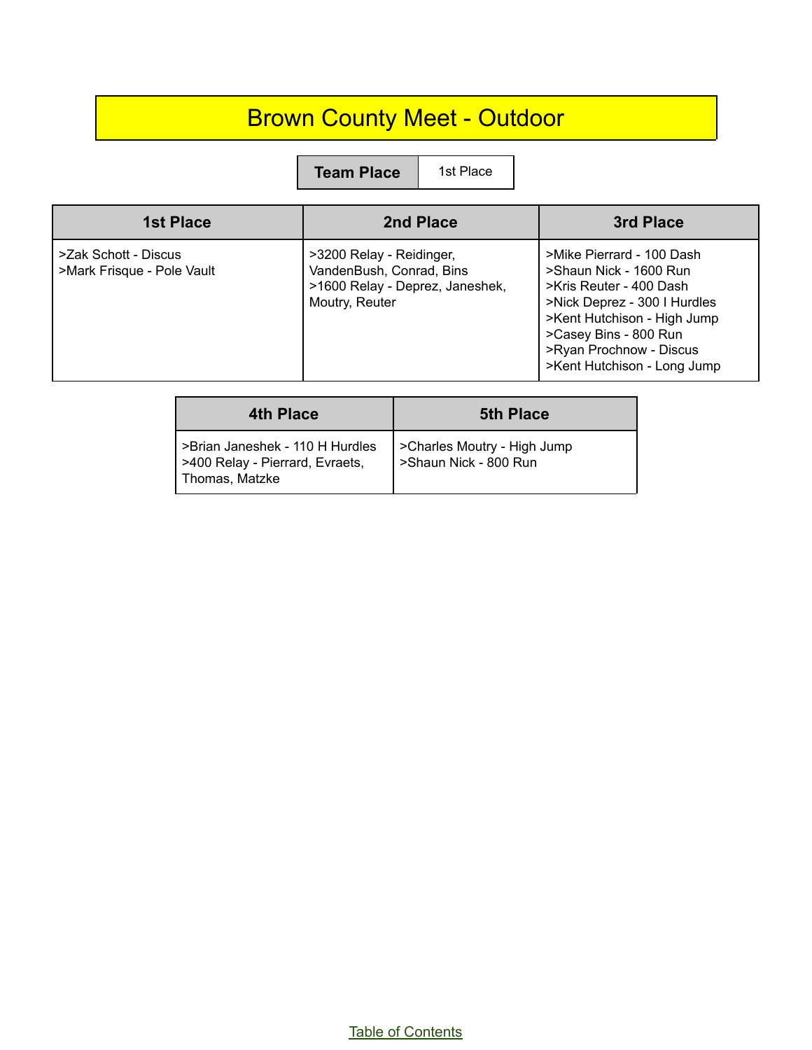# Brown County Meet - Outdoor

| Team Place | 1st Place |
|---|---|

| 1st Place | 2nd Place | 3rd Place |
|---|---|---|
| >Zak Schott - Discus<br>>Mark Frisque - Pole Vault | >3200 Relay - Reidinger, VandenBush, Conrad, Bins<br>>1600 Relay - Deprez, Janeshek, Moutry, Reuter | >Mike Pierrard - 100 Dash<br>>Shaun Nick - 1600 Run<br>>Kris Reuter - 400 Dash<br>>Nick Deprez - 300 I Hurdles<br>>Kent Hutchison - High Jump<br>>Casey Bins - 800 Run<br>>Ryan Prochnow - Discus<br>>Kent Hutchison - Long Jump |

| 4th Place | 5th Place |
|---|---|
| >Brian Janeshek - 110 H Hurdles<br>>400 Relay - Pierrard, Evraets, Thomas, Matzke | >Charles Moutry - High Jump<br>>Shaun Nick - 800 Run |

Table of Contents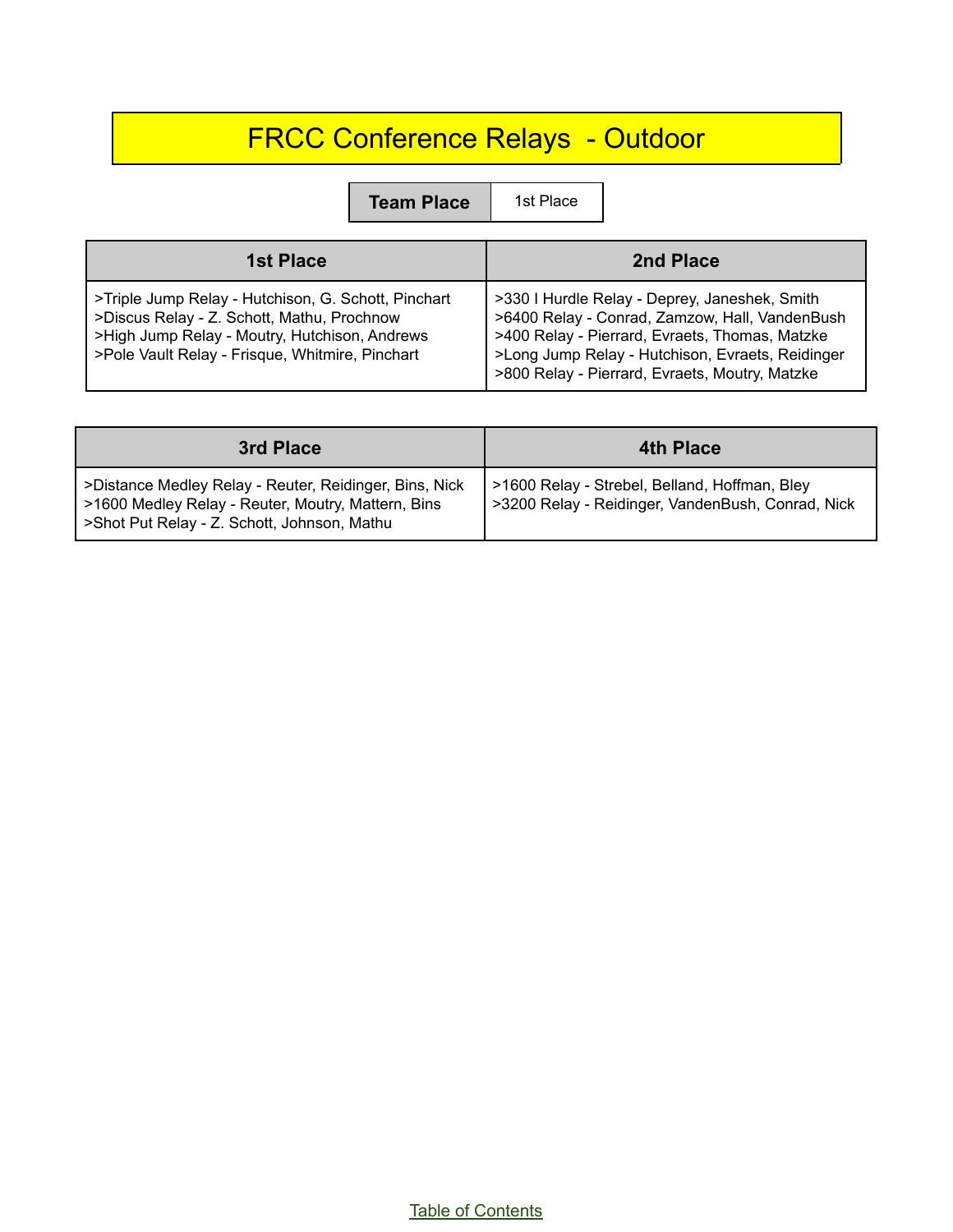# FRCC Conference Relays - Outdoor

| Team Place | 1st Place |
|---|---|

| 1st Place | 2nd Place |
|---|---|
| >Triple Jump Relay - Hutchison, G. Schott, Pinchart<br>>Discus Relay - Z. Schott, Mathu, Prochnow<br>>High Jump Relay - Moutry, Hutchison, Andrews<br>>Pole Vault Relay - Frisque, Whitmire, Pinchart | >330 I Hurdle Relay - Deprey, Janeshek, Smith<br>>6400 Relay - Conrad, Zamzow, Hall, VandenBush<br>>400 Relay - Pierrard, Evraets, Thomas, Matzke<br>>Long Jump Relay - Hutchison, Evraets, Reidinger<br>>800 Relay - Pierrard, Evraets, Moutry, Matzke |

| 3rd Place | 4th Place |
|---|---|
| >Distance Medley Relay - Reuter, Reidinger, Bins, Nick<br>>1600 Medley Relay - Reuter, Moutry, Mattern, Bins<br>>Shot Put Relay - Z. Schott, Johnson, Mathu | >1600 Relay - Strebel, Belland, Hoffman, Bley<br>>3200 Relay - Reidinger, VandenBush, Conrad, Nick |

Table of Contents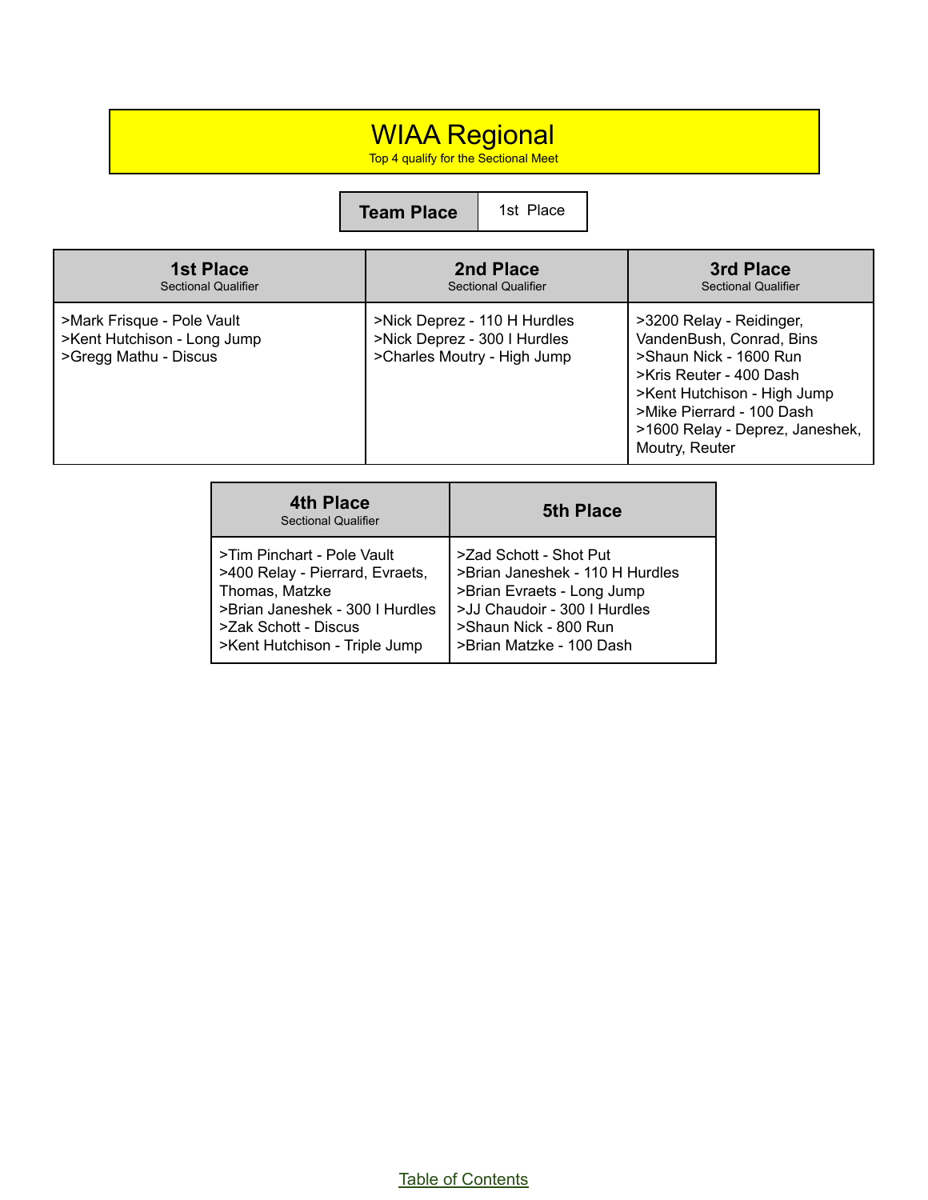# WIAA Regional

Top 4 qualify for the Sectional Meet

| Team Place | 1st Place |
| --- | --- |

| 1st Place<br>Sectional Qualifier | 2nd Place<br>Sectional Qualifier | 3rd Place<br>Sectional Qualifier |
| --- | --- | --- |
| >Mark Frisque - Pole Vault<br>>Kent Hutchison - Long Jump<br>>Gregg Mathu - Discus | >Nick Deprez - 110 H Hurdles<br>>Nick Deprez - 300 I Hurdles<br>>Charles Moutry - High Jump | >3200 Relay - Reidinger, VandenBush, Conrad, Bins<br>>Shaun Nick - 1600 Run<br>>Kris Reuter - 400 Dash<br>>Kent Hutchison - High Jump<br>>Mike Pierrard - 100 Dash<br>>1600 Relay - Deprez, Janeshek, Moutry, Reuter |

| 4th Place<br>Sectional Qualifier | 5th Place |
| --- | --- |
| >Tim Pinchart - Pole Vault<br>>400 Relay - Pierrard, Evraets, Thomas, Matzke<br>>Brian Janeshek - 300 I Hurdles<br>>Zak Schott - Discus<br>>Kent Hutchison - Triple Jump | >Zad Schott - Shot Put<br>>Brian Janeshek - 110 H Hurdles<br>>Brian Evraets - Long Jump<br>>JJ Chaudoir - 300 I Hurdles<br>>Shaun Nick - 800 Run<br>>Brian Matzke - 100 Dash |

Table of Contents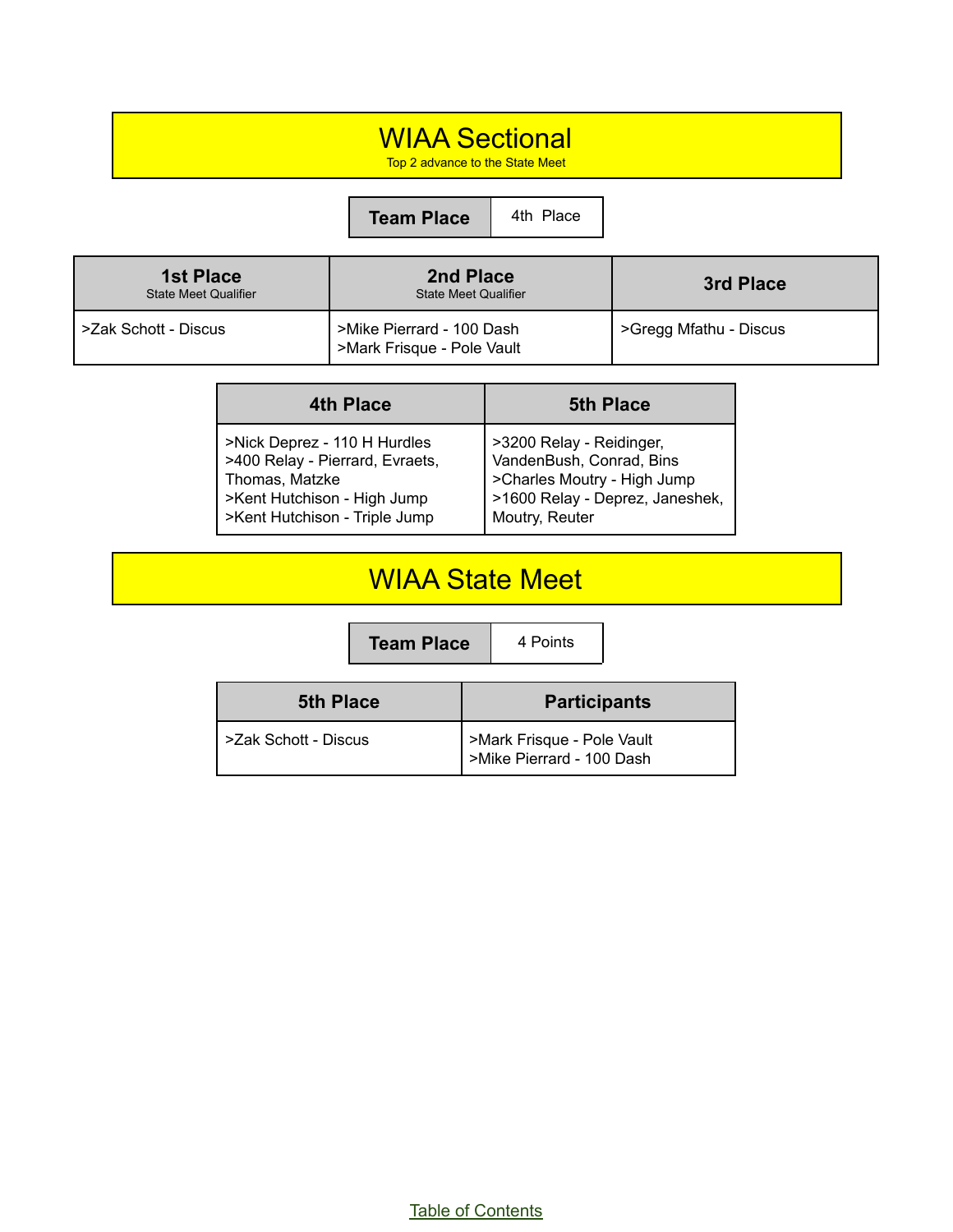# WIAA Sectional

Top 2 advance to the State Meet

| Team Place | 4th Place |
|---|---|

| 1st Place<br>State Meet Qualifier | 2nd Place<br>State Meet Qualifier | 3rd Place |
|---|---|---|
| >Zak Schott - Discus | >Mike Pierrard - 100 Dash<br>>Mark Frisque - Pole Vault | >Gregg Mfathu - Discus |

| 4th Place | 5th Place |
|---|---|
| >Nick Deprez - 110 H Hurdles<br>>400 Relay - Pierrard, Evraets, Thomas, Matzke<br>>Kent Hutchison - High Jump<br>>Kent Hutchison - Triple Jump | >3200 Relay - Reidinger, VandenBush, Conrad, Bins<br>>Charles Moutry - High Jump<br>>1600 Relay - Deprez, Janeshek, Moutry, Reuter |

# WIAA State Meet

| Team Place | 4 Points |
|---|---|

| 5th Place | Participants |
|---|---|
| >Zak Schott - Discus | >Mark Frisque - Pole Vault<br>>Mike Pierrard - 100 Dash |

Table of Contents